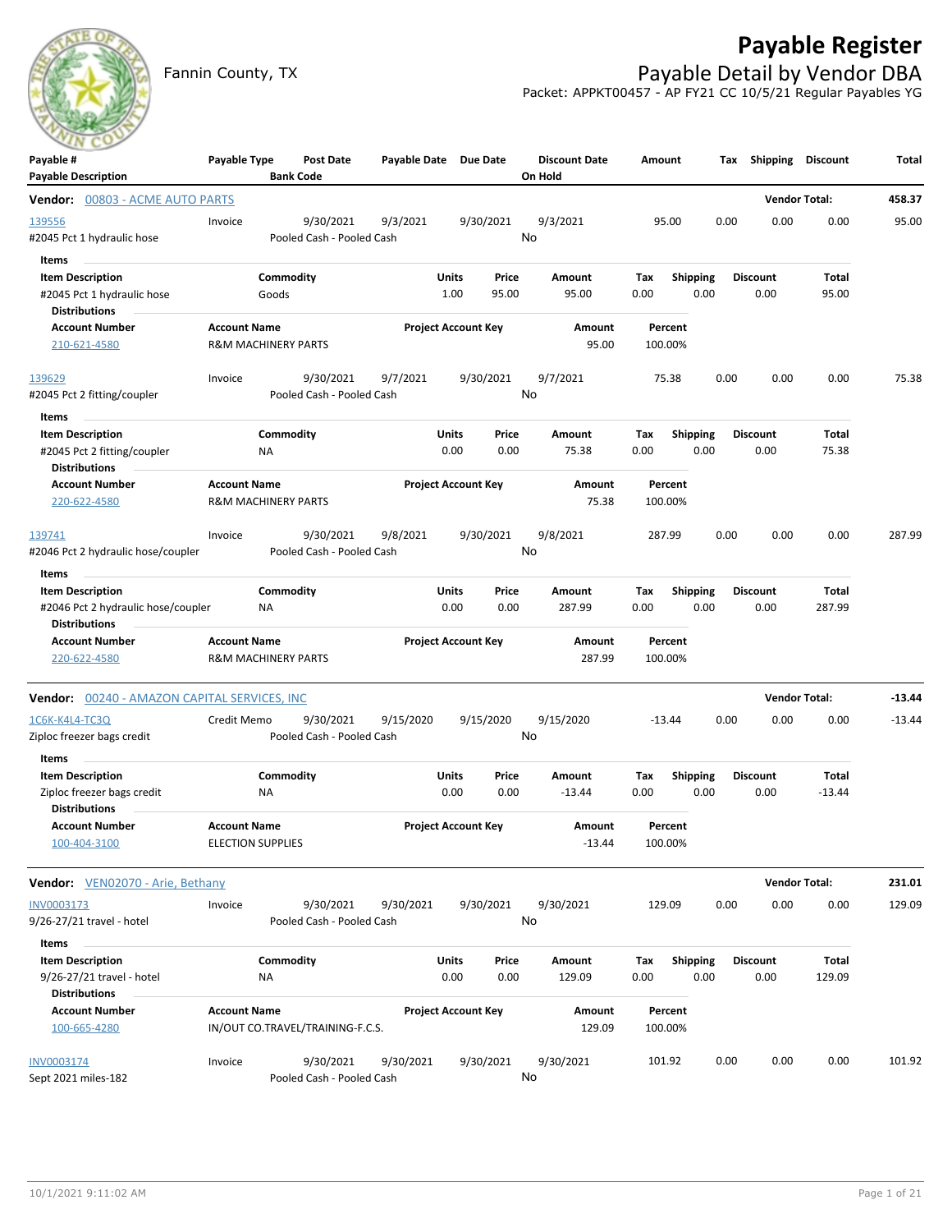# Payable Register

Fannin County, TX

## Payable Detail by Vendor DBA

Packet: APPKT00457 - AP FY21 CC 10/5/21 Regular Payables YG

| Payable # / Payable Description | Payable Type | Post Date / Bank Code | Payable Date | Due Date | Discount Date / On Hold | Amount | Tax | Shipping | Discount | Total |
|---|---|---|---|---|---|---|---|---|---|---|

### Vendor: 00803 - ACME AUTO PARTS — Vendor Total: 458.37

| Payable # | Payable Type | Post Date | Payable Date | Due Date | Discount Date | Amount | Tax | Shipping | Discount | Total |
|---|---|---|---|---|---|---|---|---|---|---|
| 139556 | Invoice | 9/30/2021 | 9/3/2021 | 9/30/2021 | 9/3/2021 | 95.00 | 0.00 | 0.00 | 0.00 | 95.00 |

#2045 Pct 1 hydraulic hose — Pooled Cash - Pooled Cash — On Hold: No

**Items**

| Item Description | Commodity | Units | Price | Amount | Tax | Shipping | Discount | Total |
|---|---|---|---|---|---|---|---|---|
| #2045 Pct 1 hydraulic hose | Goods | 1.00 | 95.00 | 95.00 | 0.00 | 0.00 | 0.00 | 95.00 |

**Distributions**

| Account Number | Account Name | Project Account Key | Amount | Percent |
|---|---|---|---|---|
| 210-621-4580 | R&M MACHINERY PARTS | | 95.00 | 100.00% |

| Payable # | Payable Type | Post Date | Payable Date | Due Date | Discount Date | Amount | Tax | Shipping | Discount | Total |
|---|---|---|---|---|---|---|---|---|---|---|
| 139629 | Invoice | 9/30/2021 | 9/7/2021 | 9/30/2021 | 9/7/2021 | 75.38 | 0.00 | 0.00 | 0.00 | 75.38 |

#2045 Pct 2 fitting/coupler — Pooled Cash - Pooled Cash — On Hold: No

**Items**

| Item Description | Commodity | Units | Price | Amount | Tax | Shipping | Discount | Total |
|---|---|---|---|---|---|---|---|---|
| #2045 Pct 2 fitting/coupler | NA | 0.00 | 0.00 | 75.38 | 0.00 | 0.00 | 0.00 | 75.38 |

**Distributions**

| Account Number | Account Name | Project Account Key | Amount | Percent |
|---|---|---|---|---|
| 220-622-4580 | R&M MACHINERY PARTS | | 75.38 | 100.00% |

| Payable # | Payable Type | Post Date | Payable Date | Due Date | Discount Date | Amount | Tax | Shipping | Discount | Total |
|---|---|---|---|---|---|---|---|---|---|---|
| 139741 | Invoice | 9/30/2021 | 9/8/2021 | 9/30/2021 | 9/8/2021 | 287.99 | 0.00 | 0.00 | 0.00 | 287.99 |

#2046 Pct 2 hydraulic hose/coupler — Pooled Cash - Pooled Cash — On Hold: No

**Items**

| Item Description | Commodity | Units | Price | Amount | Tax | Shipping | Discount | Total |
|---|---|---|---|---|---|---|---|---|
| #2046 Pct 2 hydraulic hose/coupler | NA | 0.00 | 0.00 | 287.99 | 0.00 | 0.00 | 0.00 | 287.99 |

**Distributions**

| Account Number | Account Name | Project Account Key | Amount | Percent |
|---|---|---|---|---|
| 220-622-4580 | R&M MACHINERY PARTS | | 287.99 | 100.00% |

### Vendor: 00240 - AMAZON CAPITAL SERVICES, INC — Vendor Total: -13.44

| Payable # | Payable Type | Post Date | Payable Date | Due Date | Discount Date | Amount | Tax | Shipping | Discount | Total |
|---|---|---|---|---|---|---|---|---|---|---|
| 1C6K-K4L4-TC3Q | Credit Memo | 9/30/2021 | 9/15/2020 | 9/15/2020 | 9/15/2020 | -13.44 | 0.00 | 0.00 | 0.00 | -13.44 |

Ziploc freezer bags credit — Pooled Cash - Pooled Cash — On Hold: No

**Items**

| Item Description | Commodity | Units | Price | Amount | Tax | Shipping | Discount | Total |
|---|---|---|---|---|---|---|---|---|
| Ziploc freezer bags credit | NA | 0.00 | 0.00 | -13.44 | 0.00 | 0.00 | 0.00 | -13.44 |

**Distributions**

| Account Number | Account Name | Project Account Key | Amount | Percent |
|---|---|---|---|---|
| 100-404-3100 | ELECTION SUPPLIES | | -13.44 | 100.00% |

### Vendor: VEN02070 - Arie, Bethany — Vendor Total: 231.01

| Payable # | Payable Type | Post Date | Payable Date | Due Date | Discount Date | Amount | Tax | Shipping | Discount | Total |
|---|---|---|---|---|---|---|---|---|---|---|
| INV0003173 | Invoice | 9/30/2021 | 9/30/2021 | 9/30/2021 | 9/30/2021 | 129.09 | 0.00 | 0.00 | 0.00 | 129.09 |

9/26-27/21 travel - hotel — Pooled Cash - Pooled Cash — On Hold: No

**Items**

| Item Description | Commodity | Units | Price | Amount | Tax | Shipping | Discount | Total |
|---|---|---|---|---|---|---|---|---|
| 9/26-27/21 travel - hotel | NA | 0.00 | 0.00 | 129.09 | 0.00 | 0.00 | 0.00 | 129.09 |

**Distributions**

| Account Number | Account Name | Project Account Key | Amount | Percent |
|---|---|---|---|---|
| 100-665-4280 | IN/OUT CO.TRAVEL/TRAINING-F.C.S. | | 129.09 | 100.00% |

| Payable # | Payable Type | Post Date | Payable Date | Due Date | Discount Date | Amount | Tax | Shipping | Discount | Total |
|---|---|---|---|---|---|---|---|---|---|---|
| INV0003174 | Invoice | 9/30/2021 | 9/30/2021 | 9/30/2021 | 9/30/2021 | 101.92 | 0.00 | 0.00 | 0.00 | 101.92 |

Sept 2021 miles-182 — Pooled Cash - Pooled Cash — On Hold: No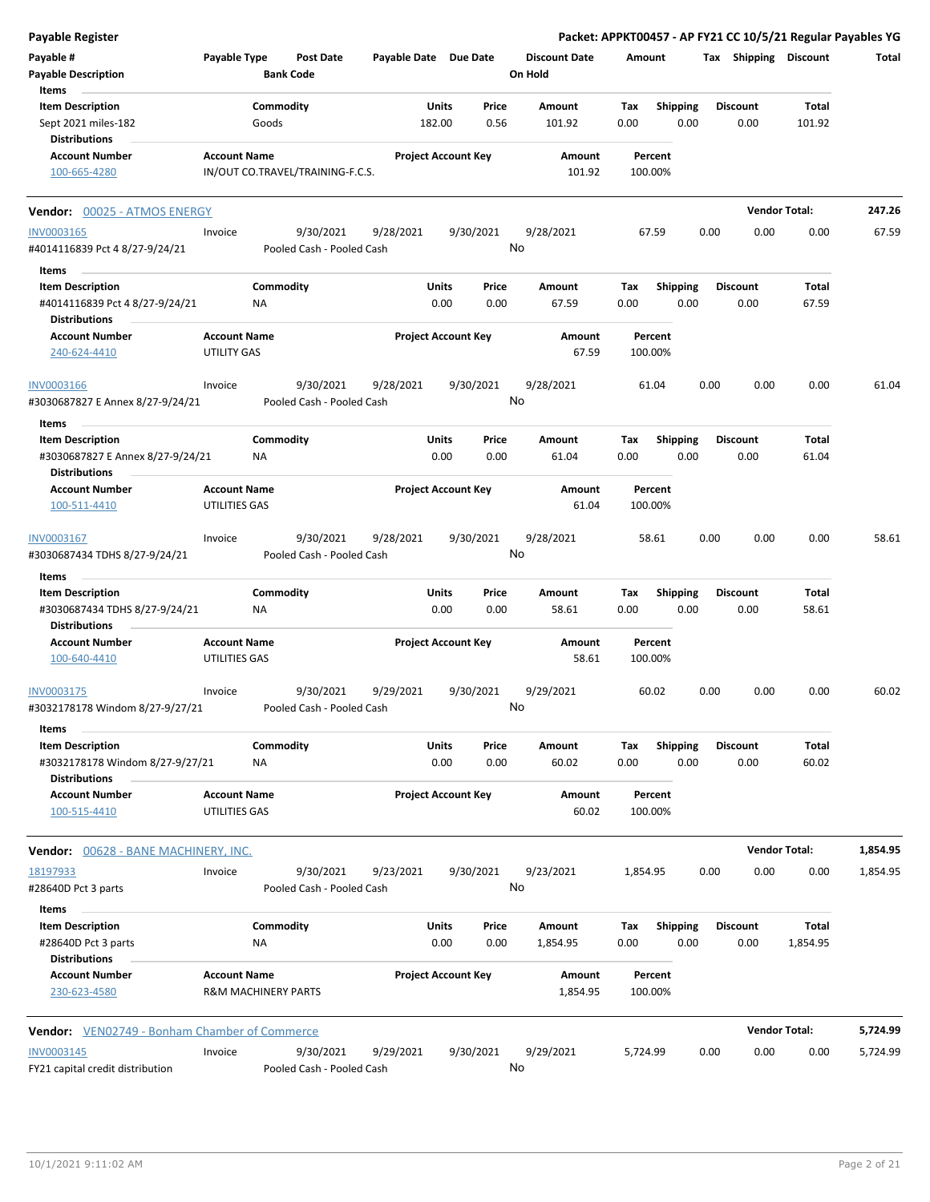**Payable Register** — Packet: APPKT00457 - AP FY21 CC 10/5/21 Regular Payables YG

| Payable # / Payable Description | Payable Type | Post Date / Bank Code | Payable Date | Due Date | Discount Date / On Hold | Amount | Tax | Shipping | Discount | Total |
|---|---|---|---|---|---|---|---|---|---|---|

**Items**

| Item Description | Commodity | Units | Price | Amount | Tax | Shipping | Discount | Total |
|---|---|---|---|---|---|---|---|---|
| Sept 2021 miles-182 | Goods | 182.00 | 0.56 | 101.92 | 0.00 | 0.00 | 0.00 | 101.92 |

**Distributions**

| Account Number | Account Name | Project Account Key | Amount | Percent |
|---|---|---|---|---|
| 100-665-4280 | IN/OUT CO.TRAVEL/TRAINING-F.C.S. | | 101.92 | 100.00% |

---

## Vendor: 00025 - ATMOS ENERGY — Vendor Total: 247.26

| Payable # | Payable Type | Post Date | Payable Date | Due Date | Discount Date | Amount | Tax | Shipping | Discount | Total |
|---|---|---|---|---|---|---|---|---|---|---|
| INV0003165 | Invoice | 9/30/2021 | 9/28/2021 | 9/30/2021 | 9/28/2021 | 67.59 | 0.00 | 0.00 | 0.00 | 67.59 |

#4014116839 Pct 4 8/27-9/24/21 — Pooled Cash - Pooled Cash — On Hold: No

**Items**

| Item Description | Commodity | Units | Price | Amount | Tax | Shipping | Discount | Total |
|---|---|---|---|---|---|---|---|---|
| #4014116839 Pct 4 8/27-9/24/21 | NA | 0.00 | 0.00 | 67.59 | 0.00 | 0.00 | 0.00 | 67.59 |

**Distributions**

| Account Number | Account Name | Project Account Key | Amount | Percent |
|---|---|---|---|---|
| 240-624-4410 | UTILITY GAS | | 67.59 | 100.00% |

| Payable # | Payable Type | Post Date | Payable Date | Due Date | Discount Date | Amount | Tax | Shipping | Discount | Total |
|---|---|---|---|---|---|---|---|---|---|---|
| INV0003166 | Invoice | 9/30/2021 | 9/28/2021 | 9/30/2021 | 9/28/2021 | 61.04 | 0.00 | 0.00 | 0.00 | 61.04 |

#3030687827 E Annex 8/27-9/24/21 — Pooled Cash - Pooled Cash — On Hold: No

**Items**

| Item Description | Commodity | Units | Price | Amount | Tax | Shipping | Discount | Total |
|---|---|---|---|---|---|---|---|---|
| #3030687827 E Annex 8/27-9/24/21 | NA | 0.00 | 0.00 | 61.04 | 0.00 | 0.00 | 0.00 | 61.04 |

**Distributions**

| Account Number | Account Name | Project Account Key | Amount | Percent |
|---|---|---|---|---|
| 100-511-4410 | UTILITIES GAS | | 61.04 | 100.00% |

| Payable # | Payable Type | Post Date | Payable Date | Due Date | Discount Date | Amount | Tax | Shipping | Discount | Total |
|---|---|---|---|---|---|---|---|---|---|---|
| INV0003167 | Invoice | 9/30/2021 | 9/28/2021 | 9/30/2021 | 9/28/2021 | 58.61 | 0.00 | 0.00 | 0.00 | 58.61 |

#3030687434 TDHS 8/27-9/24/21 — Pooled Cash - Pooled Cash — On Hold: No

**Items**

| Item Description | Commodity | Units | Price | Amount | Tax | Shipping | Discount | Total |
|---|---|---|---|---|---|---|---|---|
| #3030687434 TDHS 8/27-9/24/21 | NA | 0.00 | 0.00 | 58.61 | 0.00 | 0.00 | 0.00 | 58.61 |

**Distributions**

| Account Number | Account Name | Project Account Key | Amount | Percent |
|---|---|---|---|---|
| 100-640-4410 | UTILITIES GAS | | 58.61 | 100.00% |

| Payable # | Payable Type | Post Date | Payable Date | Due Date | Discount Date | Amount | Tax | Shipping | Discount | Total |
|---|---|---|---|---|---|---|---|---|---|---|
| INV0003175 | Invoice | 9/30/2021 | 9/29/2021 | 9/30/2021 | 9/29/2021 | 60.02 | 0.00 | 0.00 | 0.00 | 60.02 |

#3032178178 Windom 8/27-9/27/21 — Pooled Cash - Pooled Cash — On Hold: No

**Items**

| Item Description | Commodity | Units | Price | Amount | Tax | Shipping | Discount | Total |
|---|---|---|---|---|---|---|---|---|
| #3032178178 Windom 8/27-9/27/21 | NA | 0.00 | 0.00 | 60.02 | 0.00 | 0.00 | 0.00 | 60.02 |

**Distributions**

| Account Number | Account Name | Project Account Key | Amount | Percent |
|---|---|---|---|---|
| 100-515-4410 | UTILITIES GAS | | 60.02 | 100.00% |

---

## Vendor: 00628 - BANE MACHINERY, INC. — Vendor Total: 1,854.95

| Payable # | Payable Type | Post Date | Payable Date | Due Date | Discount Date | Amount | Tax | Shipping | Discount | Total |
|---|---|---|---|---|---|---|---|---|---|---|
| 18197933 | Invoice | 9/30/2021 | 9/23/2021 | 9/30/2021 | 9/23/2021 | 1,854.95 | 0.00 | 0.00 | 0.00 | 1,854.95 |

#28640D Pct 3 parts — Pooled Cash - Pooled Cash — On Hold: No

**Items**

| Item Description | Commodity | Units | Price | Amount | Tax | Shipping | Discount | Total |
|---|---|---|---|---|---|---|---|---|
| #28640D Pct 3 parts | NA | 0.00 | 0.00 | 1,854.95 | 0.00 | 0.00 | 0.00 | 1,854.95 |

**Distributions**

| Account Number | Account Name | Project Account Key | Amount | Percent |
|---|---|---|---|---|
| 230-623-4580 | R&M MACHINERY PARTS | | 1,854.95 | 100.00% |

---

## Vendor: VEN02749 - Bonham Chamber of Commerce — Vendor Total: 5,724.99

| Payable # | Payable Type | Post Date | Payable Date | Due Date | Discount Date | Amount | Tax | Shipping | Discount | Total |
|---|---|---|---|---|---|---|---|---|---|---|
| INV0003145 | Invoice | 9/30/2021 | 9/29/2021 | 9/30/2021 | 9/29/2021 | 5,724.99 | 0.00 | 0.00 | 0.00 | 5,724.99 |

FY21 capital credit distribution — Pooled Cash - Pooled Cash — On Hold: No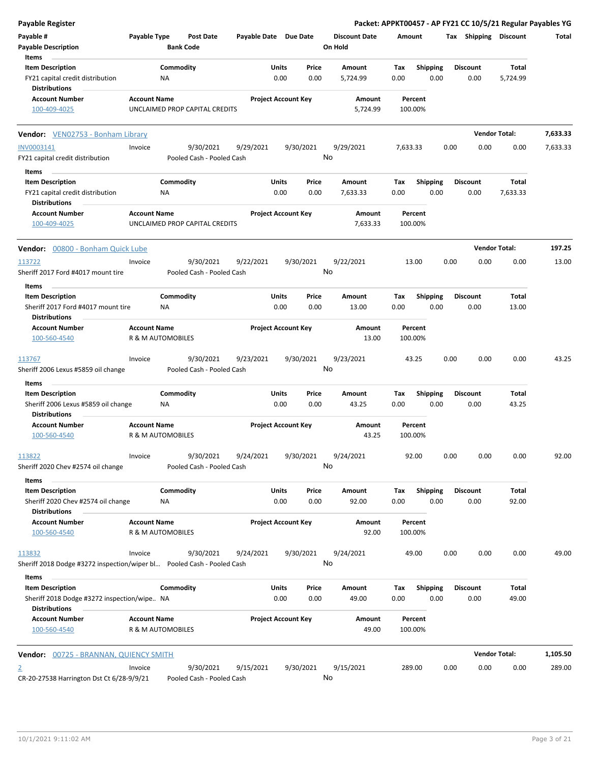| Payable # | Payable Type | Post Date | Payable Date | Due Date | Discount Date | Amount | Tax | Shipping | Discount | Total |
|---|---|---|---|---|---|---|---|---|---|---|
| Payable Description | | Bank Code | | | On Hold | | | | | |

**Items**

| Item Description | Commodity | Units | Price | Amount | Tax | Shipping | Discount | Total |
|---|---|---|---|---|---|---|---|---|
| FY21 capital credit distribution | NA | 0.00 | 0.00 | 5,724.99 | 0.00 | 0.00 | 0.00 | 5,724.99 |

**Distributions**

| Account Number | Account Name | Project Account Key | Amount | Percent |
|---|---|---|---|---|
| 100-409-4025 | UNCLAIMED PROP CAPITAL CREDITS | | 5,724.99 | 100.00% |

**Vendor:** VEN02753 - Bonham Library — **Vendor Total:** 7,633.33

| Payable # | Payable Type | Post Date | Payable Date | Due Date | Discount Date | Amount | Tax | Shipping | Discount | Total |
|---|---|---|---|---|---|---|---|---|---|---|
| INV0003141 | Invoice | 9/30/2021 | 9/29/2021 | 9/30/2021 | 9/29/2021 | 7,633.33 | 0.00 | 0.00 | 0.00 | 7,633.33 |
| FY21 capital credit distribution | | Pooled Cash - Pooled Cash | | | No | | | | | |

**Items**

| Item Description | Commodity | Units | Price | Amount | Tax | Shipping | Discount | Total |
|---|---|---|---|---|---|---|---|---|
| FY21 capital credit distribution | NA | 0.00 | 0.00 | 7,633.33 | 0.00 | 0.00 | 0.00 | 7,633.33 |

**Distributions**

| Account Number | Account Name | Project Account Key | Amount | Percent |
|---|---|---|---|---|
| 100-409-4025 | UNCLAIMED PROP CAPITAL CREDITS | | 7,633.33 | 100.00% |

**Vendor:** 00800 - Bonham Quick Lube — **Vendor Total:** 197.25

| Payable # | Payable Type | Post Date | Payable Date | Due Date | Discount Date | Amount | Tax | Shipping | Discount | Total |
|---|---|---|---|---|---|---|---|---|---|---|
| 113722 | Invoice | 9/30/2021 | 9/22/2021 | 9/30/2021 | 9/22/2021 | 13.00 | 0.00 | 0.00 | 0.00 | 13.00 |
| Sheriff 2017 Ford #4017 mount tire | | Pooled Cash - Pooled Cash | | | No | | | | | |

**Items**

| Item Description | Commodity | Units | Price | Amount | Tax | Shipping | Discount | Total |
|---|---|---|---|---|---|---|---|---|
| Sheriff 2017 Ford #4017 mount tire | NA | 0.00 | 0.00 | 13.00 | 0.00 | 0.00 | 0.00 | 13.00 |

**Distributions**

| Account Number | Account Name | Project Account Key | Amount | Percent |
|---|---|---|---|---|
| 100-560-4540 | R & M AUTOMOBILES | | 13.00 | 100.00% |

| Payable # | Payable Type | Post Date | Payable Date | Due Date | Discount Date | Amount | Tax | Shipping | Discount | Total |
|---|---|---|---|---|---|---|---|---|---|---|
| 113767 | Invoice | 9/30/2021 | 9/23/2021 | 9/30/2021 | 9/23/2021 | 43.25 | 0.00 | 0.00 | 0.00 | 43.25 |
| Sheriff 2006 Lexus #5859 oil change | | Pooled Cash - Pooled Cash | | | No | | | | | |

**Items**

| Item Description | Commodity | Units | Price | Amount | Tax | Shipping | Discount | Total |
|---|---|---|---|---|---|---|---|---|
| Sheriff 2006 Lexus #5859 oil change | NA | 0.00 | 0.00 | 43.25 | 0.00 | 0.00 | 0.00 | 43.25 |

**Distributions**

| Account Number | Account Name | Project Account Key | Amount | Percent |
|---|---|---|---|---|
| 100-560-4540 | R & M AUTOMOBILES | | 43.25 | 100.00% |

| Payable # | Payable Type | Post Date | Payable Date | Due Date | Discount Date | Amount | Tax | Shipping | Discount | Total |
|---|---|---|---|---|---|---|---|---|---|---|
| 113822 | Invoice | 9/30/2021 | 9/24/2021 | 9/30/2021 | 9/24/2021 | 92.00 | 0.00 | 0.00 | 0.00 | 92.00 |
| Sheriff 2020 Chev #2574 oil change | | Pooled Cash - Pooled Cash | | | No | | | | | |

**Items**

| Item Description | Commodity | Units | Price | Amount | Tax | Shipping | Discount | Total |
|---|---|---|---|---|---|---|---|---|
| Sheriff 2020 Chev #2574 oil change | NA | 0.00 | 0.00 | 92.00 | 0.00 | 0.00 | 0.00 | 92.00 |

**Distributions**

| Account Number | Account Name | Project Account Key | Amount | Percent |
|---|---|---|---|---|
| 100-560-4540 | R & M AUTOMOBILES | | 92.00 | 100.00% |

| Payable # | Payable Type | Post Date | Payable Date | Due Date | Discount Date | Amount | Tax | Shipping | Discount | Total |
|---|---|---|---|---|---|---|---|---|---|---|
| 113832 | Invoice | 9/30/2021 | 9/24/2021 | 9/30/2021 | 9/24/2021 | 49.00 | 0.00 | 0.00 | 0.00 | 49.00 |
| Sheriff 2018 Dodge #3272 inspection/wiper bl... | | Pooled Cash - Pooled Cash | | | No | | | | | |

**Items**

| Item Description | Commodity | Units | Price | Amount | Tax | Shipping | Discount | Total |
|---|---|---|---|---|---|---|---|---|
| Sheriff 2018 Dodge #3272 inspection/wipe.. | NA | 0.00 | 0.00 | 49.00 | 0.00 | 0.00 | 0.00 | 49.00 |

**Distributions**

| Account Number | Account Name | Project Account Key | Amount | Percent |
|---|---|---|---|---|
| 100-560-4540 | R & M AUTOMOBILES | | 49.00 | 100.00% |

**Vendor:** 00725 - BRANNAN, QUIENCY SMITH — **Vendor Total:** 1,105.50

| Payable # | Payable Type | Post Date | Payable Date | Due Date | Discount Date | Amount | Tax | Shipping | Discount | Total |
|---|---|---|---|---|---|---|---|---|---|---|
| 2 | Invoice | 9/30/2021 | 9/15/2021 | 9/30/2021 | 9/15/2021 | 289.00 | 0.00 | 0.00 | 0.00 | 289.00 |
| CR-20-27538 Harrington Dst Ct 6/28-9/9/21 | | Pooled Cash - Pooled Cash | | | No | | | | | |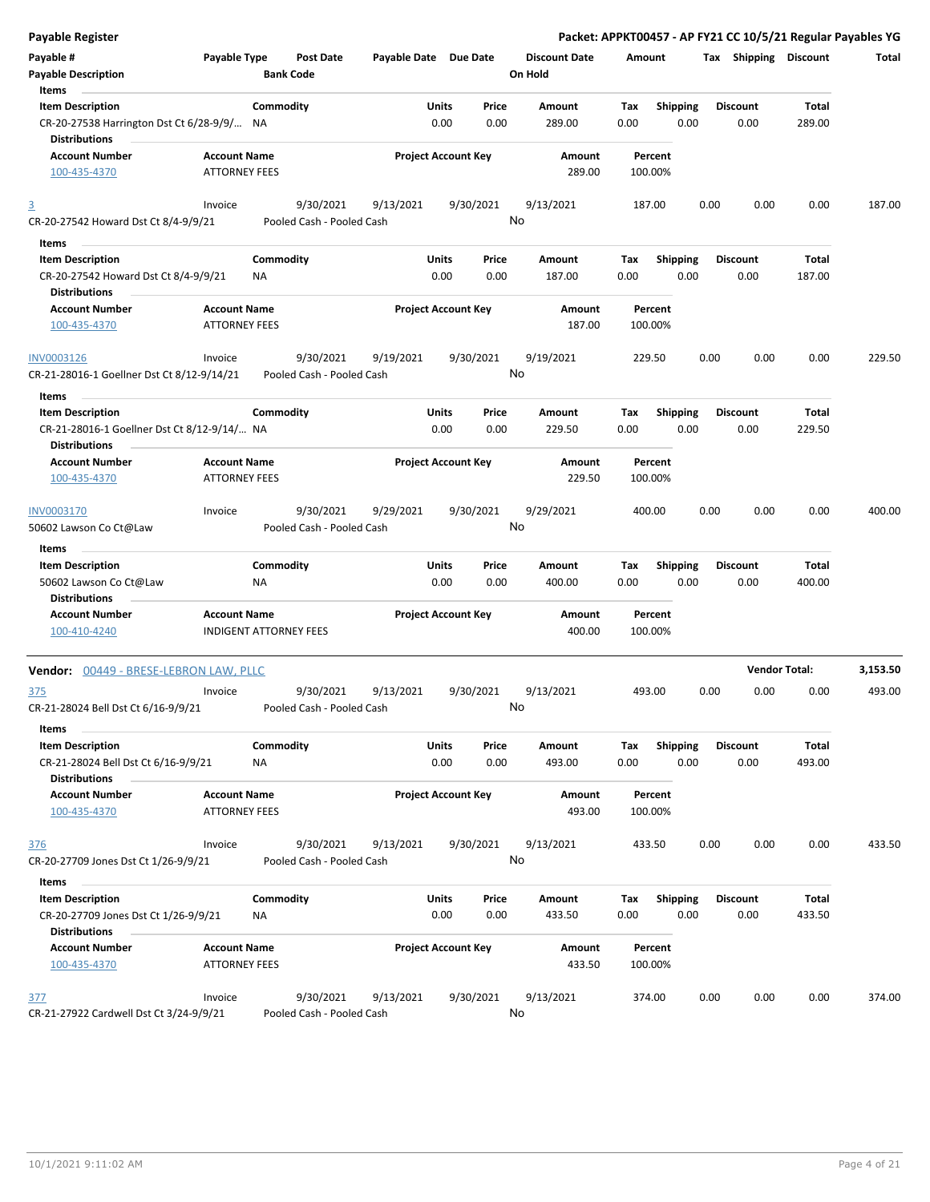**Payable Register**

**Packet: APPKT00457 - AP FY21 CC 10/5/21 Regular Payables YG**

| Payable # | Payable Type | Post Date | Payable Date | Due Date | Discount Date | Amount | Tax | Shipping | Discount | Total |
|---|---|---|---|---|---|---|---|---|---|---|
| **Payable Description** | | **Bank Code** | | | **On Hold** | | | | | |

**Items**

| Item Description | Commodity | Units | Price | Amount | Tax | Shipping | Discount | Total |
|---|---|---|---|---|---|---|---|---|
| CR-20-27538 Harrington Dst Ct 6/28-9/9/... | NA | 0.00 | 0.00 | 289.00 | 0.00 | 0.00 | 0.00 | 289.00 |

**Distributions**

| Account Number | Account Name | Project Account Key | Amount | Percent |
|---|---|---|---|---|
| 100-435-4370 | ATTORNEY FEES | | 289.00 | 100.00% |

| Payable # | Payable Type | Post Date | Payable Date | Due Date | Discount Date | Amount | Tax | Shipping | Discount | Total |
|---|---|---|---|---|---|---|---|---|---|---|
| 3 | Invoice | 9/30/2021 | 9/13/2021 | 9/30/2021 | 9/13/2021 | 187.00 | 0.00 | 0.00 | 0.00 | 187.00 |
| CR-20-27542 Howard Dst Ct 8/4-9/9/21 | | Pooled Cash - Pooled Cash | | | No | | | | | |

**Items**

| Item Description | Commodity | Units | Price | Amount | Tax | Shipping | Discount | Total |
|---|---|---|---|---|---|---|---|---|
| CR-20-27542 Howard Dst Ct 8/4-9/9/21 | NA | 0.00 | 0.00 | 187.00 | 0.00 | 0.00 | 0.00 | 187.00 |

**Distributions**

| Account Number | Account Name | Project Account Key | Amount | Percent |
|---|---|---|---|---|
| 100-435-4370 | ATTORNEY FEES | | 187.00 | 100.00% |

| Payable # | Payable Type | Post Date | Payable Date | Due Date | Discount Date | Amount | Tax | Shipping | Discount | Total |
|---|---|---|---|---|---|---|---|---|---|---|
| INV0003126 | Invoice | 9/30/2021 | 9/19/2021 | 9/30/2021 | 9/19/2021 | 229.50 | 0.00 | 0.00 | 0.00 | 229.50 |
| CR-21-28016-1 Goellner Dst Ct 8/12-9/14/21 | | Pooled Cash - Pooled Cash | | | No | | | | | |

**Items**

| Item Description | Commodity | Units | Price | Amount | Tax | Shipping | Discount | Total |
|---|---|---|---|---|---|---|---|---|
| CR-21-28016-1 Goellner Dst Ct 8/12-9/14/... | NA | 0.00 | 0.00 | 229.50 | 0.00 | 0.00 | 0.00 | 229.50 |

**Distributions**

| Account Number | Account Name | Project Account Key | Amount | Percent |
|---|---|---|---|---|
| 100-435-4370 | ATTORNEY FEES | | 229.50 | 100.00% |

| Payable # | Payable Type | Post Date | Payable Date | Due Date | Discount Date | Amount | Tax | Shipping | Discount | Total |
|---|---|---|---|---|---|---|---|---|---|---|
| INV0003170 | Invoice | 9/30/2021 | 9/29/2021 | 9/30/2021 | 9/29/2021 | 400.00 | 0.00 | 0.00 | 0.00 | 400.00 |
| 50602 Lawson Co Ct@Law | | Pooled Cash - Pooled Cash | | | No | | | | | |

**Items**

| Item Description | Commodity | Units | Price | Amount | Tax | Shipping | Discount | Total |
|---|---|---|---|---|---|---|---|---|
| 50602 Lawson Co Ct@Law | NA | 0.00 | 0.00 | 400.00 | 0.00 | 0.00 | 0.00 | 400.00 |

**Distributions**

| Account Number | Account Name | Project Account Key | Amount | Percent |
|---|---|---|---|---|
| 100-410-4240 | INDIGENT ATTORNEY FEES | | 400.00 | 100.00% |

**Vendor:** 00449 - BRESE-LEBRON LAW, PLLC — **Vendor Total:** 3,153.50

| Payable # | Payable Type | Post Date | Payable Date | Due Date | Discount Date | Amount | Tax | Shipping | Discount | Total |
|---|---|---|---|---|---|---|---|---|---|---|
| 375 | Invoice | 9/30/2021 | 9/13/2021 | 9/30/2021 | 9/13/2021 | 493.00 | 0.00 | 0.00 | 0.00 | 493.00 |
| CR-21-28024 Bell Dst Ct 6/16-9/9/21 | | Pooled Cash - Pooled Cash | | | No | | | | | |

**Items**

| Item Description | Commodity | Units | Price | Amount | Tax | Shipping | Discount | Total |
|---|---|---|---|---|---|---|---|---|
| CR-21-28024 Bell Dst Ct 6/16-9/9/21 | NA | 0.00 | 0.00 | 493.00 | 0.00 | 0.00 | 0.00 | 493.00 |

**Distributions**

| Account Number | Account Name | Project Account Key | Amount | Percent |
|---|---|---|---|---|
| 100-435-4370 | ATTORNEY FEES | | 493.00 | 100.00% |

| Payable # | Payable Type | Post Date | Payable Date | Due Date | Discount Date | Amount | Tax | Shipping | Discount | Total |
|---|---|---|---|---|---|---|---|---|---|---|
| 376 | Invoice | 9/30/2021 | 9/13/2021 | 9/30/2021 | 9/13/2021 | 433.50 | 0.00 | 0.00 | 0.00 | 433.50 |
| CR-20-27709 Jones Dst Ct 1/26-9/9/21 | | Pooled Cash - Pooled Cash | | | No | | | | | |

**Items**

| Item Description | Commodity | Units | Price | Amount | Tax | Shipping | Discount | Total |
|---|---|---|---|---|---|---|---|---|
| CR-20-27709 Jones Dst Ct 1/26-9/9/21 | NA | 0.00 | 0.00 | 433.50 | 0.00 | 0.00 | 0.00 | 433.50 |

**Distributions**

| Account Number | Account Name | Project Account Key | Amount | Percent |
|---|---|---|---|---|
| 100-435-4370 | ATTORNEY FEES | | 433.50 | 100.00% |

| Payable # | Payable Type | Post Date | Payable Date | Due Date | Discount Date | Amount | Tax | Shipping | Discount | Total |
|---|---|---|---|---|---|---|---|---|---|---|
| 377 | Invoice | 9/30/2021 | 9/13/2021 | 9/30/2021 | 9/13/2021 | 374.00 | 0.00 | 0.00 | 0.00 | 374.00 |
| CR-21-27922 Cardwell Dst Ct 3/24-9/9/21 | | Pooled Cash - Pooled Cash | | | No | | | | | |

10/1/2021 9:11:02 AM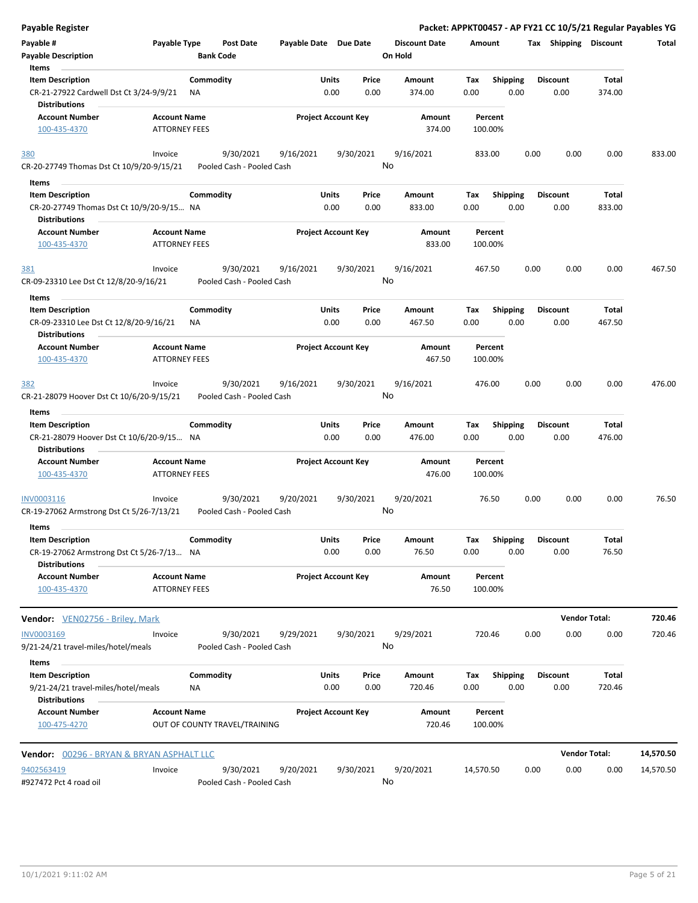**Payable Register** — **Packet: APPKT00457 - AP FY21 CC 10/5/21 Regular Payables YG**

| Payable # | Payable Type | Post Date | Payable Date | Due Date | Discount Date | Amount | Tax | Shipping | Discount | Total |
|---|---|---|---|---|---|---|---|---|---|---|
| **Payable Description** | | **Bank Code** | | | **On Hold** | | | | | |

**Items**

| Item Description | Commodity | Units | Price | Amount | Tax | Shipping | Discount | Total |
|---|---|---|---|---|---|---|---|---|
| CR-21-27922 Cardwell Dst Ct 3/24-9/9/21 | NA | 0.00 | 0.00 | 374.00 | 0.00 | 0.00 | 0.00 | 374.00 |

**Distributions**

| Account Number | Account Name | Project Account Key | Amount | Percent |
|---|---|---|---|---|
| 100-435-4370 | ATTORNEY FEES | | 374.00 | 100.00% |

| 380 | Invoice | 9/30/2021 | 9/16/2021 | 9/30/2021 | 9/16/2021 | 833.00 | 0.00 | 0.00 | 0.00 | 833.00 |
|---|---|---|---|---|---|---|---|---|---|---|
| CR-20-27749 Thomas Dst Ct 10/9/20-9/15/21 | | Pooled Cash - Pooled Cash | | | No | | | | | |

**Items**

| Item Description | Commodity | Units | Price | Amount | Tax | Shipping | Discount | Total |
|---|---|---|---|---|---|---|---|---|
| CR-20-27749 Thomas Dst Ct 10/9/20-9/15... | NA | 0.00 | 0.00 | 833.00 | 0.00 | 0.00 | 0.00 | 833.00 |

**Distributions**

| Account Number | Account Name | Project Account Key | Amount | Percent |
|---|---|---|---|---|
| 100-435-4370 | ATTORNEY FEES | | 833.00 | 100.00% |

| 381 | Invoice | 9/30/2021 | 9/16/2021 | 9/30/2021 | 9/16/2021 | 467.50 | 0.00 | 0.00 | 0.00 | 467.50 |
|---|---|---|---|---|---|---|---|---|---|---|
| CR-09-23310 Lee Dst Ct 12/8/20-9/16/21 | | Pooled Cash - Pooled Cash | | | No | | | | | |

**Items**

| Item Description | Commodity | Units | Price | Amount | Tax | Shipping | Discount | Total |
|---|---|---|---|---|---|---|---|---|
| CR-09-23310 Lee Dst Ct 12/8/20-9/16/21 | NA | 0.00 | 0.00 | 467.50 | 0.00 | 0.00 | 0.00 | 467.50 |

**Distributions**

| Account Number | Account Name | Project Account Key | Amount | Percent |
|---|---|---|---|---|
| 100-435-4370 | ATTORNEY FEES | | 467.50 | 100.00% |

| 382 | Invoice | 9/30/2021 | 9/16/2021 | 9/30/2021 | 9/16/2021 | 476.00 | 0.00 | 0.00 | 0.00 | 476.00 |
|---|---|---|---|---|---|---|---|---|---|---|
| CR-21-28079 Hoover Dst Ct 10/6/20-9/15/21 | | Pooled Cash - Pooled Cash | | | No | | | | | |

**Items**

| Item Description | Commodity | Units | Price | Amount | Tax | Shipping | Discount | Total |
|---|---|---|---|---|---|---|---|---|
| CR-21-28079 Hoover Dst Ct 10/6/20-9/15... | NA | 0.00 | 0.00 | 476.00 | 0.00 | 0.00 | 0.00 | 476.00 |

**Distributions**

| Account Number | Account Name | Project Account Key | Amount | Percent |
|---|---|---|---|---|
| 100-435-4370 | ATTORNEY FEES | | 476.00 | 100.00% |

| INV0003116 | Invoice | 9/30/2021 | 9/20/2021 | 9/30/2021 | 9/20/2021 | 76.50 | 0.00 | 0.00 | 0.00 | 76.50 |
|---|---|---|---|---|---|---|---|---|---|---|
| CR-19-27062 Armstrong Dst Ct 5/26-7/13/21 | | Pooled Cash - Pooled Cash | | | No | | | | | |

**Items**

| Item Description | Commodity | Units | Price | Amount | Tax | Shipping | Discount | Total |
|---|---|---|---|---|---|---|---|---|
| CR-19-27062 Armstrong Dst Ct 5/26-7/13... | NA | 0.00 | 0.00 | 76.50 | 0.00 | 0.00 | 0.00 | 76.50 |

**Distributions**

| Account Number | Account Name | Project Account Key | Amount | Percent |
|---|---|---|---|---|
| 100-435-4370 | ATTORNEY FEES | | 76.50 | 100.00% |

**Vendor:** VEN02756 - Briley, Mark — **Vendor Total: 720.46**

| INV0003169 | Invoice | 9/30/2021 | 9/29/2021 | 9/30/2021 | 9/29/2021 | 720.46 | 0.00 | 0.00 | 0.00 | 720.46 |
|---|---|---|---|---|---|---|---|---|---|---|
| 9/21-24/21 travel-miles/hotel/meals | | Pooled Cash - Pooled Cash | | | No | | | | | |

**Items**

| Item Description | Commodity | Units | Price | Amount | Tax | Shipping | Discount | Total |
|---|---|---|---|---|---|---|---|---|
| 9/21-24/21 travel-miles/hotel/meals | NA | 0.00 | 0.00 | 720.46 | 0.00 | 0.00 | 0.00 | 720.46 |

**Distributions**

| Account Number | Account Name | Project Account Key | Amount | Percent |
|---|---|---|---|---|
| 100-475-4270 | OUT OF COUNTY TRAVEL/TRAINING | | 720.46 | 100.00% |

**Vendor:** 00296 - BRYAN & BRYAN ASPHALT LLC — **Vendor Total: 14,570.50**

| 9402563419 | Invoice | 9/30/2021 | 9/20/2021 | 9/30/2021 | 9/20/2021 | 14,570.50 | 0.00 | 0.00 | 0.00 | 14,570.50 |
|---|---|---|---|---|---|---|---|---|---|---|
| #927472 Pct 4 road oil | | Pooled Cash - Pooled Cash | | | No | | | | | |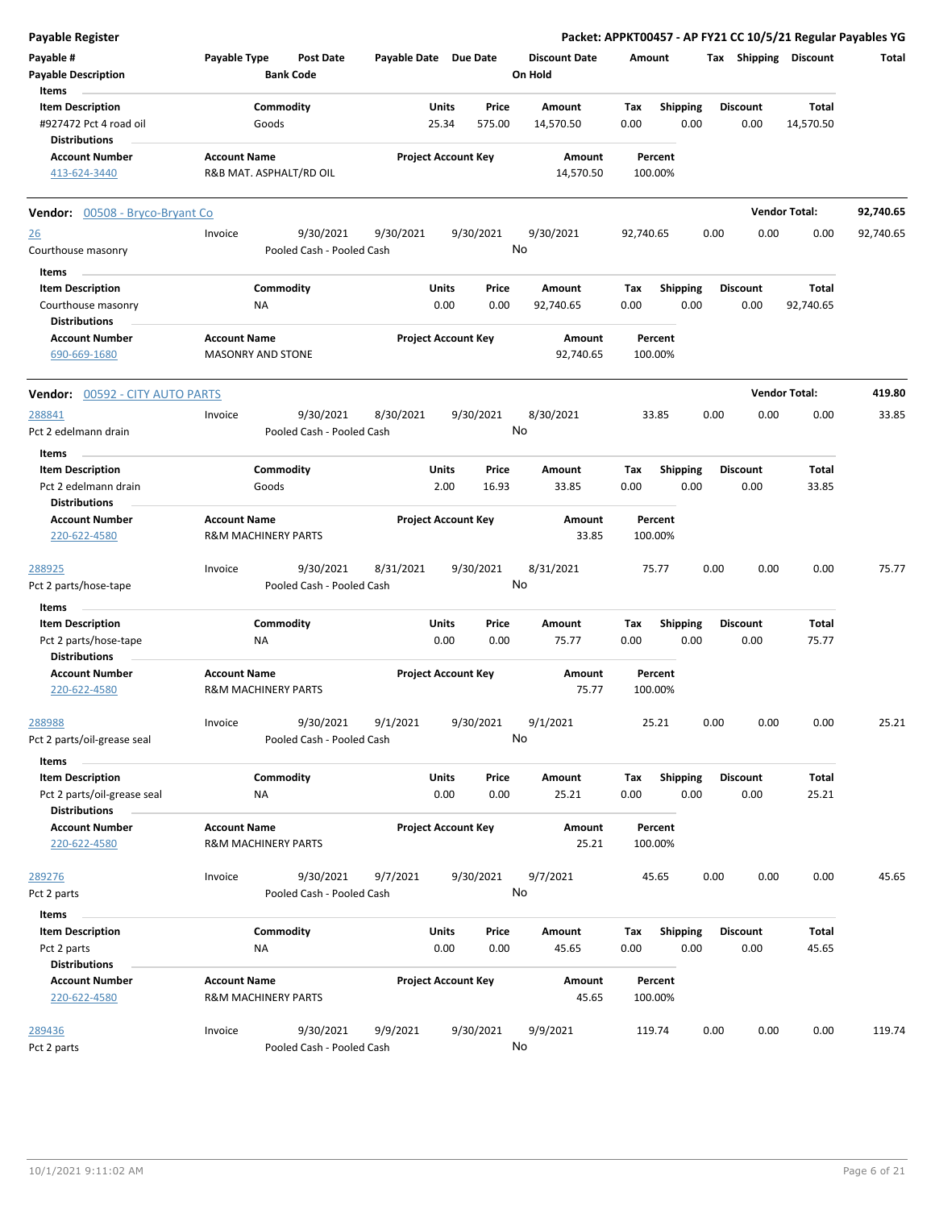## Payable Register

**Packet: APPKT00457 - AP FY21 CC 10/5/21 Regular Payables YG**

| Payable # | Payable Type | Post Date | Payable Date | Due Date | Discount Date | Amount | Tax | Shipping | Discount | Total |
|---|---|---|---|---|---|---|---|---|---|---|
| Payable Description | | Bank Code | | | On Hold | | | | | |

**Items**

| Item Description | Commodity | Units | Price | Amount | Tax | Shipping | Discount | Total |
|---|---|---|---|---|---|---|---|---|
| #927472 Pct 4 road oil | Goods | 25.34 | 575.00 | 14,570.50 | 0.00 | 0.00 | 0.00 | 14,570.50 |

**Distributions**

| Account Number | Account Name | Project Account Key | Amount | Percent |
|---|---|---|---|---|
| 413-624-3440 | R&B MAT. ASPHALT/RD OIL | | 14,570.50 | 100.00% |

---

### Vendor: 00508 - Bryco-Bryant Co — Vendor Total: 92,740.65

| Payable # | Payable Type | Post Date | Payable Date | Due Date | Discount Date | Amount | Tax | Shipping | Discount | Total |
|---|---|---|---|---|---|---|---|---|---|---|
| 26 | Invoice | 9/30/2021 | 9/30/2021 | 9/30/2021 | 9/30/2021 | 92,740.65 | 0.00 | 0.00 | 0.00 | 92,740.65 |
| Courthouse masonry | | Pooled Cash - Pooled Cash | | | No | | | | | |

**Items**

| Item Description | Commodity | Units | Price | Amount | Tax | Shipping | Discount | Total |
|---|---|---|---|---|---|---|---|---|
| Courthouse masonry | NA | 0.00 | 0.00 | 92,740.65 | 0.00 | 0.00 | 0.00 | 92,740.65 |

**Distributions**

| Account Number | Account Name | Project Account Key | Amount | Percent |
|---|---|---|---|---|
| 690-669-1680 | MASONRY AND STONE | | 92,740.65 | 100.00% |

---

### Vendor: 00592 - CITY AUTO PARTS — Vendor Total: 419.80

| Payable # | Payable Type | Post Date | Payable Date | Due Date | Discount Date | Amount | Tax | Shipping | Discount | Total |
|---|---|---|---|---|---|---|---|---|---|---|
| 288841 | Invoice | 9/30/2021 | 8/30/2021 | 9/30/2021 | 8/30/2021 | 33.85 | 0.00 | 0.00 | 0.00 | 33.85 |
| Pct 2 edelmann drain | | Pooled Cash - Pooled Cash | | | No | | | | | |

**Items**

| Item Description | Commodity | Units | Price | Amount | Tax | Shipping | Discount | Total |
|---|---|---|---|---|---|---|---|---|
| Pct 2 edelmann drain | Goods | 2.00 | 16.93 | 33.85 | 0.00 | 0.00 | 0.00 | 33.85 |

**Distributions**

| Account Number | Account Name | Project Account Key | Amount | Percent |
|---|---|---|---|---|
| 220-622-4580 | R&M MACHINERY PARTS | | 33.85 | 100.00% |

| Payable # | Payable Type | Post Date | Payable Date | Due Date | Discount Date | Amount | Tax | Shipping | Discount | Total |
|---|---|---|---|---|---|---|---|---|---|---|
| 288925 | Invoice | 9/30/2021 | 8/31/2021 | 9/30/2021 | 8/31/2021 | 75.77 | 0.00 | 0.00 | 0.00 | 75.77 |
| Pct 2 parts/hose-tape | | Pooled Cash - Pooled Cash | | | No | | | | | |

**Items**

| Item Description | Commodity | Units | Price | Amount | Tax | Shipping | Discount | Total |
|---|---|---|---|---|---|---|---|---|
| Pct 2 parts/hose-tape | NA | 0.00 | 0.00 | 75.77 | 0.00 | 0.00 | 0.00 | 75.77 |

**Distributions**

| Account Number | Account Name | Project Account Key | Amount | Percent |
|---|---|---|---|---|
| 220-622-4580 | R&M MACHINERY PARTS | | 75.77 | 100.00% |

| Payable # | Payable Type | Post Date | Payable Date | Due Date | Discount Date | Amount | Tax | Shipping | Discount | Total |
|---|---|---|---|---|---|---|---|---|---|---|
| 288988 | Invoice | 9/30/2021 | 9/1/2021 | 9/30/2021 | 9/1/2021 | 25.21 | 0.00 | 0.00 | 0.00 | 25.21 |
| Pct 2 parts/oil-grease seal | | Pooled Cash - Pooled Cash | | | No | | | | | |

**Items**

| Item Description | Commodity | Units | Price | Amount | Tax | Shipping | Discount | Total |
|---|---|---|---|---|---|---|---|---|
| Pct 2 parts/oil-grease seal | NA | 0.00 | 0.00 | 25.21 | 0.00 | 0.00 | 0.00 | 25.21 |

**Distributions**

| Account Number | Account Name | Project Account Key | Amount | Percent |
|---|---|---|---|---|
| 220-622-4580 | R&M MACHINERY PARTS | | 25.21 | 100.00% |

| Payable # | Payable Type | Post Date | Payable Date | Due Date | Discount Date | Amount | Tax | Shipping | Discount | Total |
|---|---|---|---|---|---|---|---|---|---|---|
| 289276 | Invoice | 9/30/2021 | 9/7/2021 | 9/30/2021 | 9/7/2021 | 45.65 | 0.00 | 0.00 | 0.00 | 45.65 |
| Pct 2 parts | | Pooled Cash - Pooled Cash | | | No | | | | | |

**Items**

| Item Description | Commodity | Units | Price | Amount | Tax | Shipping | Discount | Total |
|---|---|---|---|---|---|---|---|---|
| Pct 2 parts | NA | 0.00 | 0.00 | 45.65 | 0.00 | 0.00 | 0.00 | 45.65 |

**Distributions**

| Account Number | Account Name | Project Account Key | Amount | Percent |
|---|---|---|---|---|
| 220-622-4580 | R&M MACHINERY PARTS | | 45.65 | 100.00% |

| Payable # | Payable Type | Post Date | Payable Date | Due Date | Discount Date | Amount | Tax | Shipping | Discount | Total |
|---|---|---|---|---|---|---|---|---|---|---|
| 289436 | Invoice | 9/30/2021 | 9/9/2021 | 9/30/2021 | 9/9/2021 | 119.74 | 0.00 | 0.00 | 0.00 | 119.74 |
| Pct 2 parts | | Pooled Cash - Pooled Cash | | | No | | | | | |

10/1/2021 9:11:02 AM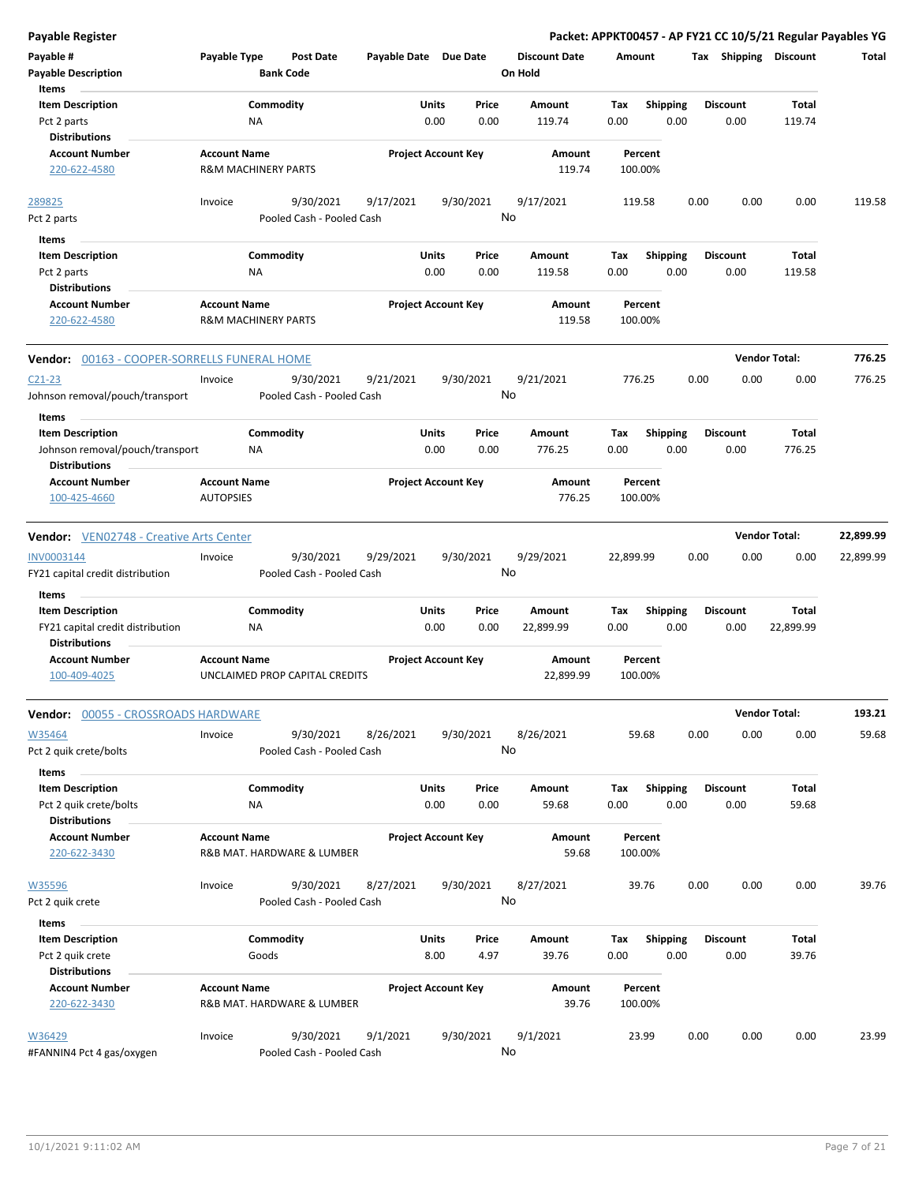**Payable Register** — **Packet: APPKT00457 - AP FY21 CC 10/5/21 Regular Payables YG**

| Payable # | Payable Type | Post Date | Payable Date | Due Date | Discount Date | Amount | Tax | Shipping | Discount | Total |
|---|---|---|---|---|---|---|---|---|---|---|
| Payable Description | | Bank Code | | | On Hold | | | | | |

**Items**

| Item Description | Commodity | Units | Price | Amount | Tax | Shipping | Discount | Total |
|---|---|---|---|---|---|---|---|---|
| Pct 2 parts | NA | 0.00 | 0.00 | 119.74 | 0.00 | 0.00 | 0.00 | 119.74 |

**Distributions**

| Account Number | Account Name | Project Account Key | Amount | Percent |
|---|---|---|---|---|
| 220-622-4580 | R&M MACHINERY PARTS | | 119.74 | 100.00% |

| Payable # | Payable Type | Post Date | Payable Date | Due Date | Discount Date | Amount | Tax | Shipping | Discount | Total |
|---|---|---|---|---|---|---|---|---|---|---|
| 289825 | Invoice | 9/30/2021 | 9/17/2021 | 9/30/2021 | 9/17/2021 | 119.58 | 0.00 | 0.00 | 0.00 | 119.58 |
| Pct 2 parts | | Pooled Cash - Pooled Cash | | | No | | | | | |

**Items**

| Item Description | Commodity | Units | Price | Amount | Tax | Shipping | Discount | Total |
|---|---|---|---|---|---|---|---|---|
| Pct 2 parts | NA | 0.00 | 0.00 | 119.58 | 0.00 | 0.00 | 0.00 | 119.58 |

**Distributions**

| Account Number | Account Name | Project Account Key | Amount | Percent |
|---|---|---|---|---|
| 220-622-4580 | R&M MACHINERY PARTS | | 119.58 | 100.00% |

**Vendor:** 00163 - COOPER-SORRELLS FUNERAL HOME — **Vendor Total: 776.25**

| Payable # | Payable Type | Post Date | Payable Date | Due Date | Discount Date | Amount | Tax | Shipping | Discount | Total |
|---|---|---|---|---|---|---|---|---|---|---|
| C21-23 | Invoice | 9/30/2021 | 9/21/2021 | 9/30/2021 | 9/21/2021 | 776.25 | 0.00 | 0.00 | 0.00 | 776.25 |
| Johnson removal/pouch/transport | | Pooled Cash - Pooled Cash | | | No | | | | | |

**Items**

| Item Description | Commodity | Units | Price | Amount | Tax | Shipping | Discount | Total |
|---|---|---|---|---|---|---|---|---|
| Johnson removal/pouch/transport | NA | 0.00 | 0.00 | 776.25 | 0.00 | 0.00 | 0.00 | 776.25 |

**Distributions**

| Account Number | Account Name | Project Account Key | Amount | Percent |
|---|---|---|---|---|
| 100-425-4660 | AUTOPSIES | | 776.25 | 100.00% |

**Vendor:** VEN02748 - Creative Arts Center — **Vendor Total: 22,899.99**

| Payable # | Payable Type | Post Date | Payable Date | Due Date | Discount Date | Amount | Tax | Shipping | Discount | Total |
|---|---|---|---|---|---|---|---|---|---|---|
| INV0003144 | Invoice | 9/30/2021 | 9/29/2021 | 9/30/2021 | 9/29/2021 | 22,899.99 | 0.00 | 0.00 | 0.00 | 22,899.99 |
| FY21 capital credit distribution | | Pooled Cash - Pooled Cash | | | No | | | | | |

**Items**

| Item Description | Commodity | Units | Price | Amount | Tax | Shipping | Discount | Total |
|---|---|---|---|---|---|---|---|---|
| FY21 capital credit distribution | NA | 0.00 | 0.00 | 22,899.99 | 0.00 | 0.00 | 0.00 | 22,899.99 |

**Distributions**

| Account Number | Account Name | Project Account Key | Amount | Percent |
|---|---|---|---|---|
| 100-409-4025 | UNCLAIMED PROP CAPITAL CREDITS | | 22,899.99 | 100.00% |

**Vendor:** 00055 - CROSSROADS HARDWARE — **Vendor Total: 193.21**

| Payable # | Payable Type | Post Date | Payable Date | Due Date | Discount Date | Amount | Tax | Shipping | Discount | Total |
|---|---|---|---|---|---|---|---|---|---|---|
| W35464 | Invoice | 9/30/2021 | 8/26/2021 | 9/30/2021 | 8/26/2021 | 59.68 | 0.00 | 0.00 | 0.00 | 59.68 |
| Pct 2 quik crete/bolts | | Pooled Cash - Pooled Cash | | | No | | | | | |

**Items**

| Item Description | Commodity | Units | Price | Amount | Tax | Shipping | Discount | Total |
|---|---|---|---|---|---|---|---|---|
| Pct 2 quik crete/bolts | NA | 0.00 | 0.00 | 59.68 | 0.00 | 0.00 | 0.00 | 59.68 |

**Distributions**

| Account Number | Account Name | Project Account Key | Amount | Percent |
|---|---|---|---|---|
| 220-622-3430 | R&B MAT. HARDWARE & LUMBER | | 59.68 | 100.00% |

| Payable # | Payable Type | Post Date | Payable Date | Due Date | Discount Date | Amount | Tax | Shipping | Discount | Total |
|---|---|---|---|---|---|---|---|---|---|---|
| W35596 | Invoice | 9/30/2021 | 8/27/2021 | 9/30/2021 | 8/27/2021 | 39.76 | 0.00 | 0.00 | 0.00 | 39.76 |
| Pct 2 quik crete | | Pooled Cash - Pooled Cash | | | No | | | | | |

**Items**

| Item Description | Commodity | Units | Price | Amount | Tax | Shipping | Discount | Total |
|---|---|---|---|---|---|---|---|---|
| Pct 2 quik crete | Goods | 8.00 | 4.97 | 39.76 | 0.00 | 0.00 | 0.00 | 39.76 |

**Distributions**

| Account Number | Account Name | Project Account Key | Amount | Percent |
|---|---|---|---|---|
| 220-622-3430 | R&B MAT. HARDWARE & LUMBER | | 39.76 | 100.00% |

| Payable # | Payable Type | Post Date | Payable Date | Due Date | Discount Date | Amount | Tax | Shipping | Discount | Total |
|---|---|---|---|---|---|---|---|---|---|---|
| W36429 | Invoice | 9/30/2021 | 9/1/2021 | 9/30/2021 | 9/1/2021 | 23.99 | 0.00 | 0.00 | 0.00 | 23.99 |
| #FANNIN4 Pct 4 gas/oxygen | | Pooled Cash - Pooled Cash | | | No | | | | | |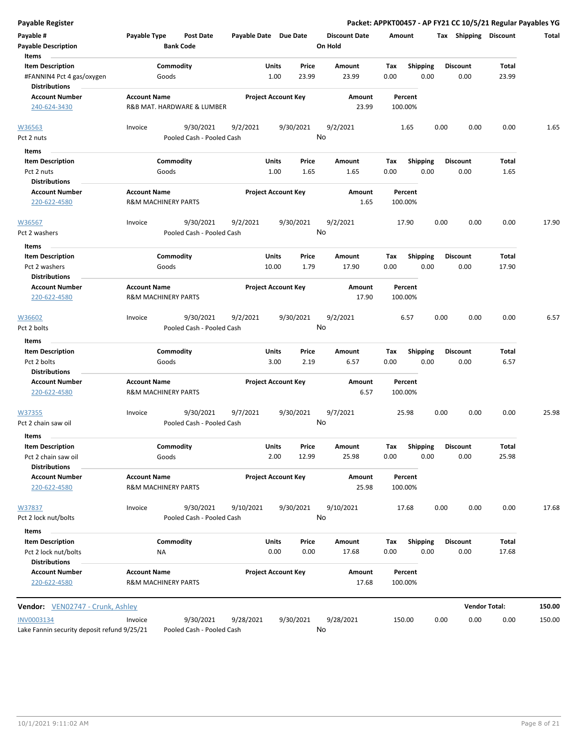## Payable Register

**Packet: APPKT00457 - AP FY21 CC 10/5/21 Regular Payables YG**

| Payable # / Payable Description | Payable Type | Post Date / Bank Code | Payable Date | Due Date | Discount Date / On Hold | Amount | Tax | Shipping | Discount | Total |
|---|---|---|---|---|---|---|---|---|---|---|

**Items**

| Item Description | Commodity | Units | Price | Amount | Tax | Shipping | Discount | Total |
|---|---|---|---|---|---|---|---|---|
| #FANNIN4 Pct 4 gas/oxygen | Goods | 1.00 | 23.99 | 23.99 | 0.00 | 0.00 | 0.00 | 23.99 |

**Distributions**

| Account Number | Account Name | Project Account Key | Amount | Percent |
|---|---|---|---|---|
| 240-624-3430 | R&B MAT. HARDWARE & LUMBER | | 23.99 | 100.00% |

| Payable # / Payable Description | Payable Type | Post Date / Bank Code | Payable Date | Due Date | Discount Date / On Hold | Amount | Tax | Shipping | Discount | Total |
|---|---|---|---|---|---|---|---|---|---|---|
| W36563 / Pct 2 nuts | Invoice | 9/30/2021 / Pooled Cash - Pooled Cash | 9/2/2021 | 9/30/2021 | 9/2/2021 / No | 1.65 | 0.00 | 0.00 | 0.00 | 1.65 |

**Items**

| Item Description | Commodity | Units | Price | Amount | Tax | Shipping | Discount | Total |
|---|---|---|---|---|---|---|---|---|
| Pct 2 nuts | Goods | 1.00 | 1.65 | 1.65 | 0.00 | 0.00 | 0.00 | 1.65 |

**Distributions**

| Account Number | Account Name | Project Account Key | Amount | Percent |
|---|---|---|---|---|
| 220-622-4580 | R&M MACHINERY PARTS | | 1.65 | 100.00% |

| Payable # / Payable Description | Payable Type | Post Date / Bank Code | Payable Date | Due Date | Discount Date / On Hold | Amount | Tax | Shipping | Discount | Total |
|---|---|---|---|---|---|---|---|---|---|---|
| W36567 / Pct 2 washers | Invoice | 9/30/2021 / Pooled Cash - Pooled Cash | 9/2/2021 | 9/30/2021 | 9/2/2021 / No | 17.90 | 0.00 | 0.00 | 0.00 | 17.90 |

**Items**

| Item Description | Commodity | Units | Price | Amount | Tax | Shipping | Discount | Total |
|---|---|---|---|---|---|---|---|---|
| Pct 2 washers | Goods | 10.00 | 1.79 | 17.90 | 0.00 | 0.00 | 0.00 | 17.90 |

**Distributions**

| Account Number | Account Name | Project Account Key | Amount | Percent |
|---|---|---|---|---|
| 220-622-4580 | R&M MACHINERY PARTS | | 17.90 | 100.00% |

| Payable # / Payable Description | Payable Type | Post Date / Bank Code | Payable Date | Due Date | Discount Date / On Hold | Amount | Tax | Shipping | Discount | Total |
|---|---|---|---|---|---|---|---|---|---|---|
| W36602 / Pct 2 bolts | Invoice | 9/30/2021 / Pooled Cash - Pooled Cash | 9/2/2021 | 9/30/2021 | 9/2/2021 / No | 6.57 | 0.00 | 0.00 | 0.00 | 6.57 |

**Items**

| Item Description | Commodity | Units | Price | Amount | Tax | Shipping | Discount | Total |
|---|---|---|---|---|---|---|---|---|
| Pct 2 bolts | Goods | 3.00 | 2.19 | 6.57 | 0.00 | 0.00 | 0.00 | 6.57 |

**Distributions**

| Account Number | Account Name | Project Account Key | Amount | Percent |
|---|---|---|---|---|
| 220-622-4580 | R&M MACHINERY PARTS | | 6.57 | 100.00% |

| Payable # / Payable Description | Payable Type | Post Date / Bank Code | Payable Date | Due Date | Discount Date / On Hold | Amount | Tax | Shipping | Discount | Total |
|---|---|---|---|---|---|---|---|---|---|---|
| W37355 / Pct 2 chain saw oil | Invoice | 9/30/2021 / Pooled Cash - Pooled Cash | 9/7/2021 | 9/30/2021 | 9/7/2021 / No | 25.98 | 0.00 | 0.00 | 0.00 | 25.98 |

**Items**

| Item Description | Commodity | Units | Price | Amount | Tax | Shipping | Discount | Total |
|---|---|---|---|---|---|---|---|---|
| Pct 2 chain saw oil | Goods | 2.00 | 12.99 | 25.98 | 0.00 | 0.00 | 0.00 | 25.98 |

**Distributions**

| Account Number | Account Name | Project Account Key | Amount | Percent |
|---|---|---|---|---|
| 220-622-4580 | R&M MACHINERY PARTS | | 25.98 | 100.00% |

| Payable # / Payable Description | Payable Type | Post Date / Bank Code | Payable Date | Due Date | Discount Date / On Hold | Amount | Tax | Shipping | Discount | Total |
|---|---|---|---|---|---|---|---|---|---|---|
| W37837 / Pct 2 lock nut/bolts | Invoice | 9/30/2021 / Pooled Cash - Pooled Cash | 9/10/2021 | 9/30/2021 | 9/10/2021 / No | 17.68 | 0.00 | 0.00 | 0.00 | 17.68 |

**Items**

| Item Description | Commodity | Units | Price | Amount | Tax | Shipping | Discount | Total |
|---|---|---|---|---|---|---|---|---|
| Pct 2 lock nut/bolts | NA | 0.00 | 0.00 | 17.68 | 0.00 | 0.00 | 0.00 | 17.68 |

**Distributions**

| Account Number | Account Name | Project Account Key | Amount | Percent |
|---|---|---|---|---|
| 220-622-4580 | R&M MACHINERY PARTS | | 17.68 | 100.00% |

**Vendor:** VEN02747 - Crunk, Ashley — **Vendor Total: 150.00**

| Payable # / Payable Description | Payable Type | Post Date / Bank Code | Payable Date | Due Date | Discount Date / On Hold | Amount | Tax | Shipping | Discount | Total |
|---|---|---|---|---|---|---|---|---|---|---|
| INV0003134 / Lake Fannin security deposit refund 9/25/21 | Invoice | 9/30/2021 / Pooled Cash - Pooled Cash | 9/28/2021 | 9/30/2021 | 9/28/2021 / No | 150.00 | 0.00 | 0.00 | 0.00 | 150.00 |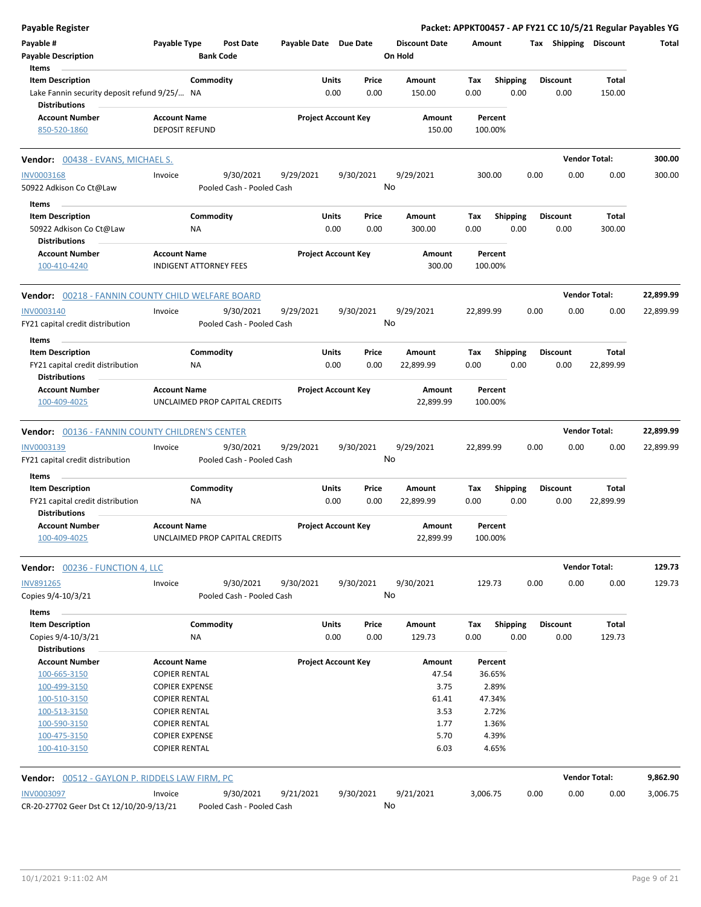**Payable Register** — Packet: APPKT00457 - AP FY21 CC 10/5/21 Regular Payables YG

| Payable # / Payable Description | Payable Type | Post Date / Bank Code | Payable Date | Due Date | Discount Date / On Hold | Amount | Tax | Shipping | Discount | Total |
|---|---|---|---|---|---|---|---|---|---|---|

Items

| Item Description | Commodity | Units | Price | Amount | Tax | Shipping | Discount | Total |
|---|---|---|---|---|---|---|---|---|
| Lake Fannin security deposit refund 9/25/... | NA | 0.00 | 0.00 | 150.00 | 0.00 | 0.00 | 0.00 | 150.00 |

Distributions

| Account Number | Account Name | Project Account Key | Amount | Percent |
|---|---|---|---|---|
| 850-520-1860 | DEPOSIT REFUND | | 150.00 | 100.00% |

**Vendor: 00438 - EVANS, MICHAEL S.** — Vendor Total: 300.00

| Payable # | Payable Type | Post Date | Payable Date | Due Date | Discount Date | Amount | Tax | Shipping | Discount | Total |
|---|---|---|---|---|---|---|---|---|---|---|
| INV0003168 | Invoice | 9/30/2021 | 9/29/2021 | 9/30/2021 | 9/29/2021 | 300.00 | 0.00 | 0.00 | 0.00 | 300.00 |
| 50922 Adkison Co Ct@Law | | Pooled Cash - Pooled Cash | | | No | | | | | |

Items

| Item Description | Commodity | Units | Price | Amount | Tax | Shipping | Discount | Total |
|---|---|---|---|---|---|---|---|---|
| 50922 Adkison Co Ct@Law | NA | 0.00 | 0.00 | 300.00 | 0.00 | 0.00 | 0.00 | 300.00 |

Distributions

| Account Number | Account Name | Project Account Key | Amount | Percent |
|---|---|---|---|---|
| 100-410-4240 | INDIGENT ATTORNEY FEES | | 300.00 | 100.00% |

**Vendor: 00218 - FANNIN COUNTY CHILD WELFARE BOARD** — Vendor Total: 22,899.99

| Payable # | Payable Type | Post Date | Payable Date | Due Date | Discount Date | Amount | Tax | Shipping | Discount | Total |
|---|---|---|---|---|---|---|---|---|---|---|
| INV0003140 | Invoice | 9/30/2021 | 9/29/2021 | 9/30/2021 | 9/29/2021 | 22,899.99 | 0.00 | 0.00 | 0.00 | 22,899.99 |
| FY21 capital credit distribution | | Pooled Cash - Pooled Cash | | | No | | | | | |

Items

| Item Description | Commodity | Units | Price | Amount | Tax | Shipping | Discount | Total |
|---|---|---|---|---|---|---|---|---|
| FY21 capital credit distribution | NA | 0.00 | 0.00 | 22,899.99 | 0.00 | 0.00 | 0.00 | 22,899.99 |

Distributions

| Account Number | Account Name | Project Account Key | Amount | Percent |
|---|---|---|---|---|
| 100-409-4025 | UNCLAIMED PROP CAPITAL CREDITS | | 22,899.99 | 100.00% |

**Vendor: 00136 - FANNIN COUNTY CHILDREN'S CENTER** — Vendor Total: 22,899.99

| Payable # | Payable Type | Post Date | Payable Date | Due Date | Discount Date | Amount | Tax | Shipping | Discount | Total |
|---|---|---|---|---|---|---|---|---|---|---|
| INV0003139 | Invoice | 9/30/2021 | 9/29/2021 | 9/30/2021 | 9/29/2021 | 22,899.99 | 0.00 | 0.00 | 0.00 | 22,899.99 |
| FY21 capital credit distribution | | Pooled Cash - Pooled Cash | | | No | | | | | |

Items

| Item Description | Commodity | Units | Price | Amount | Tax | Shipping | Discount | Total |
|---|---|---|---|---|---|---|---|---|
| FY21 capital credit distribution | NA | 0.00 | 0.00 | 22,899.99 | 0.00 | 0.00 | 0.00 | 22,899.99 |

Distributions

| Account Number | Account Name | Project Account Key | Amount | Percent |
|---|---|---|---|---|
| 100-409-4025 | UNCLAIMED PROP CAPITAL CREDITS | | 22,899.99 | 100.00% |

**Vendor: 00236 - FUNCTION 4, LLC** — Vendor Total: 129.73

| Payable # | Payable Type | Post Date | Payable Date | Due Date | Discount Date | Amount | Tax | Shipping | Discount | Total |
|---|---|---|---|---|---|---|---|---|---|---|
| INV891265 | Invoice | 9/30/2021 | 9/30/2021 | 9/30/2021 | 9/30/2021 | 129.73 | 0.00 | 0.00 | 0.00 | 129.73 |
| Copies 9/4-10/3/21 | | Pooled Cash - Pooled Cash | | | No | | | | | |

Items

| Item Description | Commodity | Units | Price | Amount | Tax | Shipping | Discount | Total |
|---|---|---|---|---|---|---|---|---|
| Copies 9/4-10/3/21 | NA | 0.00 | 0.00 | 129.73 | 0.00 | 0.00 | 0.00 | 129.73 |

Distributions

| Account Number | Account Name | Project Account Key | Amount | Percent |
|---|---|---|---|---|
| 100-665-3150 | COPIER RENTAL | | 47.54 | 36.65% |
| 100-499-3150 | COPIER EXPENSE | | 3.75 | 2.89% |
| 100-510-3150 | COPIER RENTAL | | 61.41 | 47.34% |
| 100-513-3150 | COPIER RENTAL | | 3.53 | 2.72% |
| 100-590-3150 | COPIER RENTAL | | 1.77 | 1.36% |
| 100-475-3150 | COPIER EXPENSE | | 5.70 | 4.39% |
| 100-410-3150 | COPIER RENTAL | | 6.03 | 4.65% |

**Vendor: 00512 - GAYLON P. RIDDELS LAW FIRM, PC** — Vendor Total: 9,862.90

| Payable # | Payable Type | Post Date | Payable Date | Due Date | Discount Date | Amount | Tax | Shipping | Discount | Total |
|---|---|---|---|---|---|---|---|---|---|---|
| INV0003097 | Invoice | 9/30/2021 | 9/21/2021 | 9/30/2021 | 9/21/2021 | 3,006.75 | 0.00 | 0.00 | 0.00 | 3,006.75 |
| CR-20-27702 Geer Dst Ct 12/10/20-9/13/21 | | Pooled Cash - Pooled Cash | | | No | | | | | |

10/1/2021 9:11:02 AM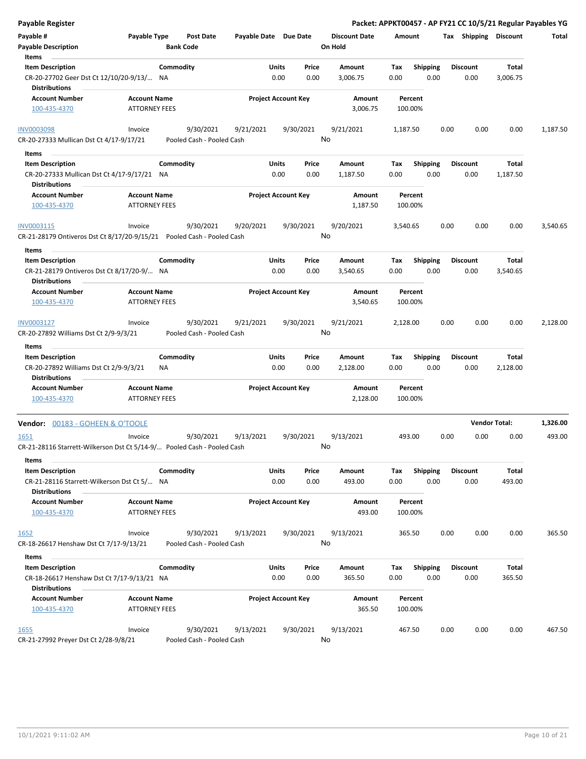**Payable Register**

**Packet: APPKT00457 - AP FY21 CC 10/5/21 Regular Payables YG**

| Payable # | Payable Type | Post Date | Payable Date | Due Date | Discount Date | Amount | Tax | Shipping | Discount | Total |
|---|---|---|---|---|---|---|---|---|---|---|
| **Payable Description** | | **Bank Code** | | | **On Hold** | | | | | |

**Items**

| Item Description | Commodity | Units | Price | Amount | Tax | Shipping | Discount | Total |
|---|---|---|---|---|---|---|---|---|
| CR-20-27702 Geer Dst Ct 12/10/20-9/13/... | NA | 0.00 | 0.00 | 3,006.75 | 0.00 | 0.00 | 0.00 | 3,006.75 |

**Distributions**

| Account Number | Account Name | Project Account Key | Amount | Percent |
|---|---|---|---|---|
| 100-435-4370 | ATTORNEY FEES | | 3,006.75 | 100.00% |

| Payable # | Payable Type | Post Date | Payable Date | Due Date | Discount Date | Amount | Tax | Shipping | Discount | Total |
|---|---|---|---|---|---|---|---|---|---|---|
| INV0003098 | Invoice | 9/30/2021 | 9/21/2021 | 9/30/2021 | 9/21/2021 | 1,187.50 | 0.00 | 0.00 | 0.00 | 1,187.50 |
| CR-20-27333 Mullican Dst Ct 4/17-9/17/21 | | Pooled Cash - Pooled Cash | | | No | | | | | |

**Items**

| Item Description | Commodity | Units | Price | Amount | Tax | Shipping | Discount | Total |
|---|---|---|---|---|---|---|---|---|
| CR-20-27333 Mullican Dst Ct 4/17-9/17/21 | NA | 0.00 | 0.00 | 1,187.50 | 0.00 | 0.00 | 0.00 | 1,187.50 |

**Distributions**

| Account Number | Account Name | Project Account Key | Amount | Percent |
|---|---|---|---|---|
| 100-435-4370 | ATTORNEY FEES | | 1,187.50 | 100.00% |

| Payable # | Payable Type | Post Date | Payable Date | Due Date | Discount Date | Amount | Tax | Shipping | Discount | Total |
|---|---|---|---|---|---|---|---|---|---|---|
| INV0003115 | Invoice | 9/30/2021 | 9/20/2021 | 9/30/2021 | 9/20/2021 | 3,540.65 | 0.00 | 0.00 | 0.00 | 3,540.65 |
| CR-21-28179 Ontiveros Dst Ct 8/17/20-9/15/21 | | Pooled Cash - Pooled Cash | | | No | | | | | |

**Items**

| Item Description | Commodity | Units | Price | Amount | Tax | Shipping | Discount | Total |
|---|---|---|---|---|---|---|---|---|
| CR-21-28179 Ontiveros Dst Ct 8/17/20-9/... | NA | 0.00 | 0.00 | 3,540.65 | 0.00 | 0.00 | 0.00 | 3,540.65 |

**Distributions**

| Account Number | Account Name | Project Account Key | Amount | Percent |
|---|---|---|---|---|
| 100-435-4370 | ATTORNEY FEES | | 3,540.65 | 100.00% |

| Payable # | Payable Type | Post Date | Payable Date | Due Date | Discount Date | Amount | Tax | Shipping | Discount | Total |
|---|---|---|---|---|---|---|---|---|---|---|
| INV0003127 | Invoice | 9/30/2021 | 9/21/2021 | 9/30/2021 | 9/21/2021 | 2,128.00 | 0.00 | 0.00 | 0.00 | 2,128.00 |
| CR-20-27892 Williams Dst Ct 2/9-9/3/21 | | Pooled Cash - Pooled Cash | | | No | | | | | |

**Items**

| Item Description | Commodity | Units | Price | Amount | Tax | Shipping | Discount | Total |
|---|---|---|---|---|---|---|---|---|
| CR-20-27892 Williams Dst Ct 2/9-9/3/21 | NA | 0.00 | 0.00 | 2,128.00 | 0.00 | 0.00 | 0.00 | 2,128.00 |

**Distributions**

| Account Number | Account Name | Project Account Key | Amount | Percent |
|---|---|---|---|---|
| 100-435-4370 | ATTORNEY FEES | | 2,128.00 | 100.00% |

**Vendor:** 00183 - GOHEEN & O'TOOLE — **Vendor Total:** **1,326.00**

| Payable # | Payable Type | Post Date | Payable Date | Due Date | Discount Date | Amount | Tax | Shipping | Discount | Total |
|---|---|---|---|---|---|---|---|---|---|---|
| 1651 | Invoice | 9/30/2021 | 9/13/2021 | 9/30/2021 | 9/13/2021 | 493.00 | 0.00 | 0.00 | 0.00 | 493.00 |
| CR-21-28116 Starrett-Wilkerson Dst Ct 5/14-9/... | | Pooled Cash - Pooled Cash | | | No | | | | | |

**Items**

| Item Description | Commodity | Units | Price | Amount | Tax | Shipping | Discount | Total |
|---|---|---|---|---|---|---|---|---|
| CR-21-28116 Starrett-Wilkerson Dst Ct 5/... | NA | 0.00 | 0.00 | 493.00 | 0.00 | 0.00 | 0.00 | 493.00 |

**Distributions**

| Account Number | Account Name | Project Account Key | Amount | Percent |
|---|---|---|---|---|
| 100-435-4370 | ATTORNEY FEES | | 493.00 | 100.00% |

| Payable # | Payable Type | Post Date | Payable Date | Due Date | Discount Date | Amount | Tax | Shipping | Discount | Total |
|---|---|---|---|---|---|---|---|---|---|---|
| 1652 | Invoice | 9/30/2021 | 9/13/2021 | 9/30/2021 | 9/13/2021 | 365.50 | 0.00 | 0.00 | 0.00 | 365.50 |
| CR-18-26617 Henshaw Dst Ct 7/17-9/13/21 | | Pooled Cash - Pooled Cash | | | No | | | | | |

**Items**

| Item Description | Commodity | Units | Price | Amount | Tax | Shipping | Discount | Total |
|---|---|---|---|---|---|---|---|---|
| CR-18-26617 Henshaw Dst Ct 7/17-9/13/21 | NA | 0.00 | 0.00 | 365.50 | 0.00 | 0.00 | 0.00 | 365.50 |

**Distributions**

| Account Number | Account Name | Project Account Key | Amount | Percent |
|---|---|---|---|---|
| 100-435-4370 | ATTORNEY FEES | | 365.50 | 100.00% |

| Payable # | Payable Type | Post Date | Payable Date | Due Date | Discount Date | Amount | Tax | Shipping | Discount | Total |
|---|---|---|---|---|---|---|---|---|---|---|
| 1655 | Invoice | 9/30/2021 | 9/13/2021 | 9/30/2021 | 9/13/2021 | 467.50 | 0.00 | 0.00 | 0.00 | 467.50 |
| CR-21-27992 Preyer Dst Ct 2/28-9/8/21 | | Pooled Cash - Pooled Cash | | | No | | | | | |

10/1/2021 9:11:02 AM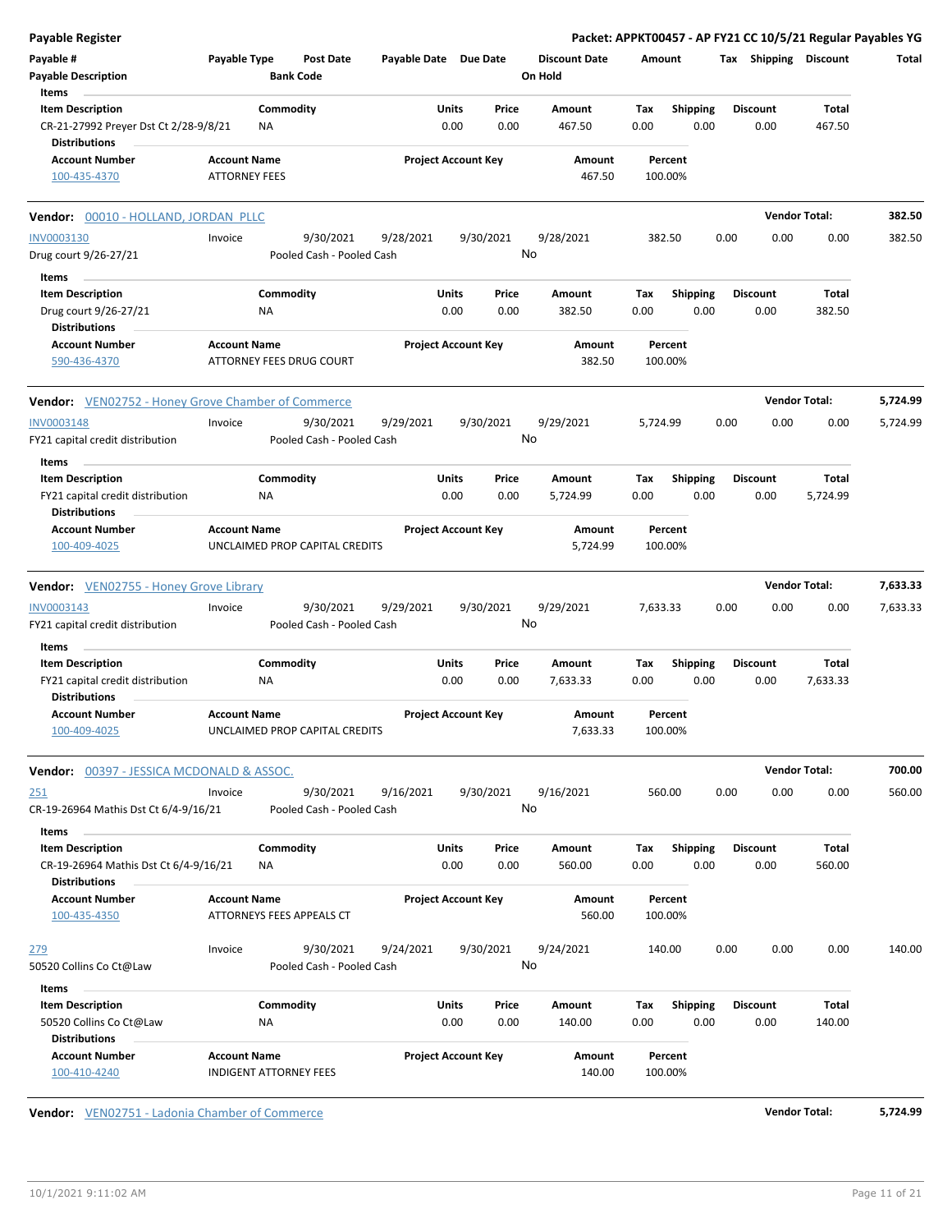**Payable Register** — **Packet: APPKT00457 - AP FY21 CC 10/5/21 Regular Payables YG**

| Payable # | Payable Type | Post Date | Payable Date | Due Date | Discount Date | Amount | Tax | Shipping | Discount | Total |
|---|---|---|---|---|---|---|---|---|---|---|
| Payable Description | | Bank Code | | | On Hold | | | | | |

**Items**

| Item Description | Commodity | Units | Price | Amount | Tax | Shipping | Discount | Total |
|---|---|---|---|---|---|---|---|---|
| CR-21-27992 Preyer Dst Ct 2/28-9/8/21 | NA | 0.00 | 0.00 | 467.50 | 0.00 | 0.00 | 0.00 | 467.50 |

**Distributions**

| Account Number | Account Name | Project Account Key | Amount | Percent |
|---|---|---|---|---|
| 100-435-4370 | ATTORNEY FEES | | 467.50 | 100.00% |

---

**Vendor: 00010 - HOLLAND, JORDAN PLLC** — **Vendor Total: 382.50**

| Payable # | Payable Type | Post Date | Payable Date | Due Date | Discount Date | Amount | Tax | Shipping | Discount | Total |
|---|---|---|---|---|---|---|---|---|---|---|
| INV0003130 | Invoice | 9/30/2021 | 9/28/2021 | 9/30/2021 | 9/28/2021 | 382.50 | 0.00 | 0.00 | 0.00 | 382.50 |
| Drug court 9/26-27/21 | | Pooled Cash - Pooled Cash | | | No | | | | | |

**Items**

| Item Description | Commodity | Units | Price | Amount | Tax | Shipping | Discount | Total |
|---|---|---|---|---|---|---|---|---|
| Drug court 9/26-27/21 | NA | 0.00 | 0.00 | 382.50 | 0.00 | 0.00 | 0.00 | 382.50 |

**Distributions**

| Account Number | Account Name | Project Account Key | Amount | Percent |
|---|---|---|---|---|
| 590-436-4370 | ATTORNEY FEES DRUG COURT | | 382.50 | 100.00% |

---

**Vendor: VEN02752 - Honey Grove Chamber of Commerce** — **Vendor Total: 5,724.99**

| Payable # | Payable Type | Post Date | Payable Date | Due Date | Discount Date | Amount | Tax | Shipping | Discount | Total |
|---|---|---|---|---|---|---|---|---|---|---|
| INV0003148 | Invoice | 9/30/2021 | 9/29/2021 | 9/30/2021 | 9/29/2021 | 5,724.99 | 0.00 | 0.00 | 0.00 | 5,724.99 |
| FY21 capital credit distribution | | Pooled Cash - Pooled Cash | | | No | | | | | |

**Items**

| Item Description | Commodity | Units | Price | Amount | Tax | Shipping | Discount | Total |
|---|---|---|---|---|---|---|---|---|
| FY21 capital credit distribution | NA | 0.00 | 0.00 | 5,724.99 | 0.00 | 0.00 | 0.00 | 5,724.99 |

**Distributions**

| Account Number | Account Name | Project Account Key | Amount | Percent |
|---|---|---|---|---|
| 100-409-4025 | UNCLAIMED PROP CAPITAL CREDITS | | 5,724.99 | 100.00% |

---

**Vendor: VEN02755 - Honey Grove Library** — **Vendor Total: 7,633.33**

| Payable # | Payable Type | Post Date | Payable Date | Due Date | Discount Date | Amount | Tax | Shipping | Discount | Total |
|---|---|---|---|---|---|---|---|---|---|---|
| INV0003143 | Invoice | 9/30/2021 | 9/29/2021 | 9/30/2021 | 9/29/2021 | 7,633.33 | 0.00 | 0.00 | 0.00 | 7,633.33 |
| FY21 capital credit distribution | | Pooled Cash - Pooled Cash | | | No | | | | | |

**Items**

| Item Description | Commodity | Units | Price | Amount | Tax | Shipping | Discount | Total |
|---|---|---|---|---|---|---|---|---|
| FY21 capital credit distribution | NA | 0.00 | 0.00 | 7,633.33 | 0.00 | 0.00 | 0.00 | 7,633.33 |

**Distributions**

| Account Number | Account Name | Project Account Key | Amount | Percent |
|---|---|---|---|---|
| 100-409-4025 | UNCLAIMED PROP CAPITAL CREDITS | | 7,633.33 | 100.00% |

---

**Vendor: 00397 - JESSICA MCDONALD & ASSOC.** — **Vendor Total: 700.00**

| Payable # | Payable Type | Post Date | Payable Date | Due Date | Discount Date | Amount | Tax | Shipping | Discount | Total |
|---|---|---|---|---|---|---|---|---|---|---|
| 251 | Invoice | 9/30/2021 | 9/16/2021 | 9/30/2021 | 9/16/2021 | 560.00 | 0.00 | 0.00 | 0.00 | 560.00 |
| CR-19-26964 Mathis Dst Ct 6/4-9/16/21 | | Pooled Cash - Pooled Cash | | | No | | | | | |

**Items**

| Item Description | Commodity | Units | Price | Amount | Tax | Shipping | Discount | Total |
|---|---|---|---|---|---|---|---|---|
| CR-19-26964 Mathis Dst Ct 6/4-9/16/21 | NA | 0.00 | 0.00 | 560.00 | 0.00 | 0.00 | 0.00 | 560.00 |

**Distributions**

| Account Number | Account Name | Project Account Key | Amount | Percent |
|---|---|---|---|---|
| 100-435-4350 | ATTORNEYS FEES APPEALS CT | | 560.00 | 100.00% |

| Payable # | Payable Type | Post Date | Payable Date | Due Date | Discount Date | Amount | Tax | Shipping | Discount | Total |
|---|---|---|---|---|---|---|---|---|---|---|
| 279 | Invoice | 9/30/2021 | 9/24/2021 | 9/30/2021 | 9/24/2021 | 140.00 | 0.00 | 0.00 | 0.00 | 140.00 |
| 50520 Collins Co Ct@Law | | Pooled Cash - Pooled Cash | | | No | | | | | |

**Items**

| Item Description | Commodity | Units | Price | Amount | Tax | Shipping | Discount | Total |
|---|---|---|---|---|---|---|---|---|
| 50520 Collins Co Ct@Law | NA | 0.00 | 0.00 | 140.00 | 0.00 | 0.00 | 0.00 | 140.00 |

**Distributions**

| Account Number | Account Name | Project Account Key | Amount | Percent |
|---|---|---|---|---|
| 100-410-4240 | INDIGENT ATTORNEY FEES | | 140.00 | 100.00% |

---

**Vendor: VEN02751 - Ladonia Chamber of Commerce** — **Vendor Total: 5,724.99**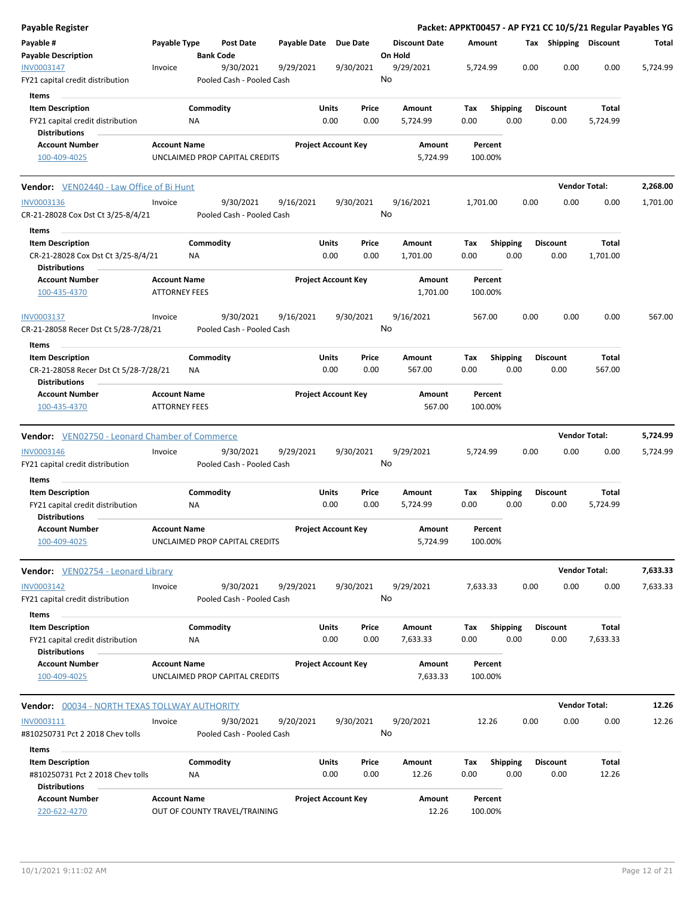**Payable Register** — **Packet: APPKT00457 - AP FY21 CC 10/5/21 Regular Payables YG**

| Payable # | Payable Type | Post Date | Payable Date | Due Date | Discount Date | Amount | Tax | Shipping | Discount | Total |
|---|---|---|---|---|---|---|---|---|---|---|
| **Payable Description** | | **Bank Code** | | | **On Hold** | | | | | |
| INV0003147 | Invoice | 9/30/2021 | 9/29/2021 | 9/30/2021 | 9/29/2021 | 5,724.99 | 0.00 | 0.00 | 0.00 | 5,724.99 |
| FY21 capital credit distribution | | Pooled Cash - Pooled Cash | | | No | | | | | |

**Items**

| Item Description | Commodity | Units | Price | Amount | Tax | Shipping | Discount | Total |
|---|---|---|---|---|---|---|---|---|
| FY21 capital credit distribution | NA | 0.00 | 0.00 | 5,724.99 | 0.00 | 0.00 | 0.00 | 5,724.99 |

**Distributions**

| Account Number | Account Name | Project Account Key | Amount | Percent |
|---|---|---|---|---|
| 100-409-4025 | UNCLAIMED PROP CAPITAL CREDITS | | 5,724.99 | 100.00% |

---

**Vendor:** VEN02440 - Law Office of Bi Hunt — **Vendor Total: 2,268.00**

| Payable # | Payable Type | Post Date | Payable Date | Due Date | Discount Date | Amount | Tax | Shipping | Discount | Total |
|---|---|---|---|---|---|---|---|---|---|---|
| INV0003136 | Invoice | 9/30/2021 | 9/16/2021 | 9/30/2021 | 9/16/2021 | 1,701.00 | 0.00 | 0.00 | 0.00 | 1,701.00 |
| CR-21-28028 Cox Dst Ct 3/25-8/4/21 | | Pooled Cash - Pooled Cash | | | No | | | | | |

**Items**

| Item Description | Commodity | Units | Price | Amount | Tax | Shipping | Discount | Total |
|---|---|---|---|---|---|---|---|---|
| CR-21-28028 Cox Dst Ct 3/25-8/4/21 | NA | 0.00 | 0.00 | 1,701.00 | 0.00 | 0.00 | 0.00 | 1,701.00 |

**Distributions**

| Account Number | Account Name | Project Account Key | Amount | Percent |
|---|---|---|---|---|
| 100-435-4370 | ATTORNEY FEES | | 1,701.00 | 100.00% |

| Payable # | Payable Type | Post Date | Payable Date | Due Date | Discount Date | Amount | Tax | Shipping | Discount | Total |
|---|---|---|---|---|---|---|---|---|---|---|
| INV0003137 | Invoice | 9/30/2021 | 9/16/2021 | 9/30/2021 | 9/16/2021 | 567.00 | 0.00 | 0.00 | 0.00 | 567.00 |
| CR-21-28058 Recer Dst Ct 5/28-7/28/21 | | Pooled Cash - Pooled Cash | | | No | | | | | |

**Items**

| Item Description | Commodity | Units | Price | Amount | Tax | Shipping | Discount | Total |
|---|---|---|---|---|---|---|---|---|
| CR-21-28058 Recer Dst Ct 5/28-7/28/21 | NA | 0.00 | 0.00 | 567.00 | 0.00 | 0.00 | 0.00 | 567.00 |

**Distributions**

| Account Number | Account Name | Project Account Key | Amount | Percent |
|---|---|---|---|---|
| 100-435-4370 | ATTORNEY FEES | | 567.00 | 100.00% |

---

**Vendor:** VEN02750 - Leonard Chamber of Commerce — **Vendor Total: 5,724.99**

| Payable # | Payable Type | Post Date | Payable Date | Due Date | Discount Date | Amount | Tax | Shipping | Discount | Total |
|---|---|---|---|---|---|---|---|---|---|---|
| INV0003146 | Invoice | 9/30/2021 | 9/29/2021 | 9/30/2021 | 9/29/2021 | 5,724.99 | 0.00 | 0.00 | 0.00 | 5,724.99 |
| FY21 capital credit distribution | | Pooled Cash - Pooled Cash | | | No | | | | | |

**Items**

| Item Description | Commodity | Units | Price | Amount | Tax | Shipping | Discount | Total |
|---|---|---|---|---|---|---|---|---|
| FY21 capital credit distribution | NA | 0.00 | 0.00 | 5,724.99 | 0.00 | 0.00 | 0.00 | 5,724.99 |

**Distributions**

| Account Number | Account Name | Project Account Key | Amount | Percent |
|---|---|---|---|---|
| 100-409-4025 | UNCLAIMED PROP CAPITAL CREDITS | | 5,724.99 | 100.00% |

---

**Vendor:** VEN02754 - Leonard Library — **Vendor Total: 7,633.33**

| Payable # | Payable Type | Post Date | Payable Date | Due Date | Discount Date | Amount | Tax | Shipping | Discount | Total |
|---|---|---|---|---|---|---|---|---|---|---|
| INV0003142 | Invoice | 9/30/2021 | 9/29/2021 | 9/30/2021 | 9/29/2021 | 7,633.33 | 0.00 | 0.00 | 0.00 | 7,633.33 |
| FY21 capital credit distribution | | Pooled Cash - Pooled Cash | | | No | | | | | |

**Items**

| Item Description | Commodity | Units | Price | Amount | Tax | Shipping | Discount | Total |
|---|---|---|---|---|---|---|---|---|
| FY21 capital credit distribution | NA | 0.00 | 0.00 | 7,633.33 | 0.00 | 0.00 | 0.00 | 7,633.33 |

**Distributions**

| Account Number | Account Name | Project Account Key | Amount | Percent |
|---|---|---|---|---|
| 100-409-4025 | UNCLAIMED PROP CAPITAL CREDITS | | 7,633.33 | 100.00% |

---

**Vendor:** 00034 - NORTH TEXAS TOLLWAY AUTHORITY — **Vendor Total: 12.26**

| Payable # | Payable Type | Post Date | Payable Date | Due Date | Discount Date | Amount | Tax | Shipping | Discount | Total |
|---|---|---|---|---|---|---|---|---|---|---|
| INV0003111 | Invoice | 9/30/2021 | 9/20/2021 | 9/30/2021 | 9/20/2021 | 12.26 | 0.00 | 0.00 | 0.00 | 12.26 |
| #810250731 Pct 2 2018 Chev tolls | | Pooled Cash - Pooled Cash | | | No | | | | | |

**Items**

| Item Description | Commodity | Units | Price | Amount | Tax | Shipping | Discount | Total |
|---|---|---|---|---|---|---|---|---|
| #810250731 Pct 2 2018 Chev tolls | NA | 0.00 | 0.00 | 12.26 | 0.00 | 0.00 | 0.00 | 12.26 |

**Distributions**

| Account Number | Account Name | Project Account Key | Amount | Percent |
|---|---|---|---|---|
| 220-622-4270 | OUT OF COUNTY TRAVEL/TRAINING | | 12.26 | 100.00% |

10/1/2021 9:11:02 AM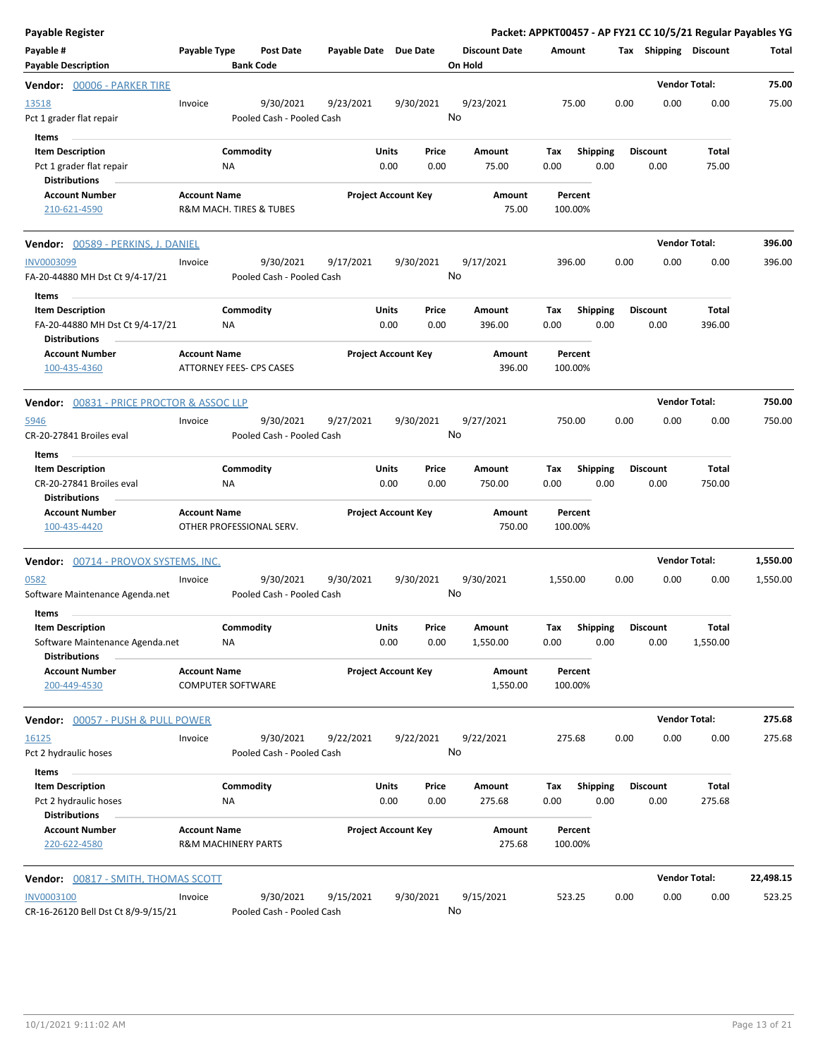**Payable Register** — **Packet: APPKT00457 - AP FY21 CC 10/5/21 Regular Payables YG**

| Payable # / Payable Description | Payable Type | Post Date / Bank Code | Payable Date | Due Date | Discount Date / On Hold | Amount | Tax | Shipping | Discount | Total |
|---|---|---|---|---|---|---|---|---|---|---|

### Vendor: 00006 - PARKER TIRE — Vendor Total: 75.00

| Payable # | Payable Type | Post Date | Payable Date | Due Date | Discount Date | Amount | Tax | Shipping | Discount | Total |
|---|---|---|---|---|---|---|---|---|---|---|
| 13518 | Invoice | 9/30/2021 | 9/23/2021 | 9/30/2021 | 9/23/2021 | 75.00 | 0.00 | 0.00 | 0.00 | 75.00 |
| Pct 1 grader flat repair | | Pooled Cash - Pooled Cash | | | No | | | | | |

**Items**

| Item Description | Commodity | Units | Price | Amount | Tax | Shipping | Discount | Total |
|---|---|---|---|---|---|---|---|---|
| Pct 1 grader flat repair | NA | 0.00 | 0.00 | 75.00 | 0.00 | 0.00 | 0.00 | 75.00 |

**Distributions**

| Account Number | Account Name | Project Account Key | Amount | Percent |
|---|---|---|---|---|
| 210-621-4590 | R&M MACH. TIRES & TUBES | | 75.00 | 100.00% |

### Vendor: 00589 - PERKINS, J. DANIEL — Vendor Total: 396.00

| Payable # | Payable Type | Post Date | Payable Date | Due Date | Discount Date | Amount | Tax | Shipping | Discount | Total |
|---|---|---|---|---|---|---|---|---|---|---|
| INV0003099 | Invoice | 9/30/2021 | 9/17/2021 | 9/30/2021 | 9/17/2021 | 396.00 | 0.00 | 0.00 | 0.00 | 396.00 |
| FA-20-44880 MH Dst Ct 9/4-17/21 | | Pooled Cash - Pooled Cash | | | No | | | | | |

**Items**

| Item Description | Commodity | Units | Price | Amount | Tax | Shipping | Discount | Total |
|---|---|---|---|---|---|---|---|---|
| FA-20-44880 MH Dst Ct 9/4-17/21 | NA | 0.00 | 0.00 | 396.00 | 0.00 | 0.00 | 0.00 | 396.00 |

**Distributions**

| Account Number | Account Name | Project Account Key | Amount | Percent |
|---|---|---|---|---|
| 100-435-4360 | ATTORNEY FEES- CPS CASES | | 396.00 | 100.00% |

### Vendor: 00831 - PRICE PROCTOR & ASSOC LLP — Vendor Total: 750.00

| Payable # | Payable Type | Post Date | Payable Date | Due Date | Discount Date | Amount | Tax | Shipping | Discount | Total |
|---|---|---|---|---|---|---|---|---|---|---|
| 5946 | Invoice | 9/30/2021 | 9/27/2021 | 9/30/2021 | 9/27/2021 | 750.00 | 0.00 | 0.00 | 0.00 | 750.00 |
| CR-20-27841 Broiles eval | | Pooled Cash - Pooled Cash | | | No | | | | | |

**Items**

| Item Description | Commodity | Units | Price | Amount | Tax | Shipping | Discount | Total |
|---|---|---|---|---|---|---|---|---|
| CR-20-27841 Broiles eval | NA | 0.00 | 0.00 | 750.00 | 0.00 | 0.00 | 0.00 | 750.00 |

**Distributions**

| Account Number | Account Name | Project Account Key | Amount | Percent |
|---|---|---|---|---|
| 100-435-4420 | OTHER PROFESSIONAL SERV. | | 750.00 | 100.00% |

### Vendor: 00714 - PROVOX SYSTEMS, INC. — Vendor Total: 1,550.00

| Payable # | Payable Type | Post Date | Payable Date | Due Date | Discount Date | Amount | Tax | Shipping | Discount | Total |
|---|---|---|---|---|---|---|---|---|---|---|
| 0582 | Invoice | 9/30/2021 | 9/30/2021 | 9/30/2021 | 9/30/2021 | 1,550.00 | 0.00 | 0.00 | 0.00 | 1,550.00 |
| Software Maintenance Agenda.net | | Pooled Cash - Pooled Cash | | | No | | | | | |

**Items**

| Item Description | Commodity | Units | Price | Amount | Tax | Shipping | Discount | Total |
|---|---|---|---|---|---|---|---|---|
| Software Maintenance Agenda.net | NA | 0.00 | 0.00 | 1,550.00 | 0.00 | 0.00 | 0.00 | 1,550.00 |

**Distributions**

| Account Number | Account Name | Project Account Key | Amount | Percent |
|---|---|---|---|---|
| 200-449-4530 | COMPUTER SOFTWARE | | 1,550.00 | 100.00% |

### Vendor: 00057 - PUSH & PULL POWER — Vendor Total: 275.68

| Payable # | Payable Type | Post Date | Payable Date | Due Date | Discount Date | Amount | Tax | Shipping | Discount | Total |
|---|---|---|---|---|---|---|---|---|---|---|
| 16125 | Invoice | 9/30/2021 | 9/22/2021 | 9/22/2021 | 9/22/2021 | 275.68 | 0.00 | 0.00 | 0.00 | 275.68 |
| Pct 2 hydraulic hoses | | Pooled Cash - Pooled Cash | | | No | | | | | |

**Items**

| Item Description | Commodity | Units | Price | Amount | Tax | Shipping | Discount | Total |
|---|---|---|---|---|---|---|---|---|
| Pct 2 hydraulic hoses | NA | 0.00 | 0.00 | 275.68 | 0.00 | 0.00 | 0.00 | 275.68 |

**Distributions**

| Account Number | Account Name | Project Account Key | Amount | Percent |
|---|---|---|---|---|
| 220-622-4580 | R&M MACHINERY PARTS | | 275.68 | 100.00% |

### Vendor: 00817 - SMITH, THOMAS SCOTT — Vendor Total: 22,498.15

| Payable # | Payable Type | Post Date | Payable Date | Due Date | Discount Date | Amount | Tax | Shipping | Discount | Total |
|---|---|---|---|---|---|---|---|---|---|---|
| INV0003100 | Invoice | 9/30/2021 | 9/15/2021 | 9/30/2021 | 9/15/2021 | 523.25 | 0.00 | 0.00 | 0.00 | 523.25 |
| CR-16-26120 Bell Dst Ct 8/9-9/15/21 | | Pooled Cash - Pooled Cash | | | No | | | | | |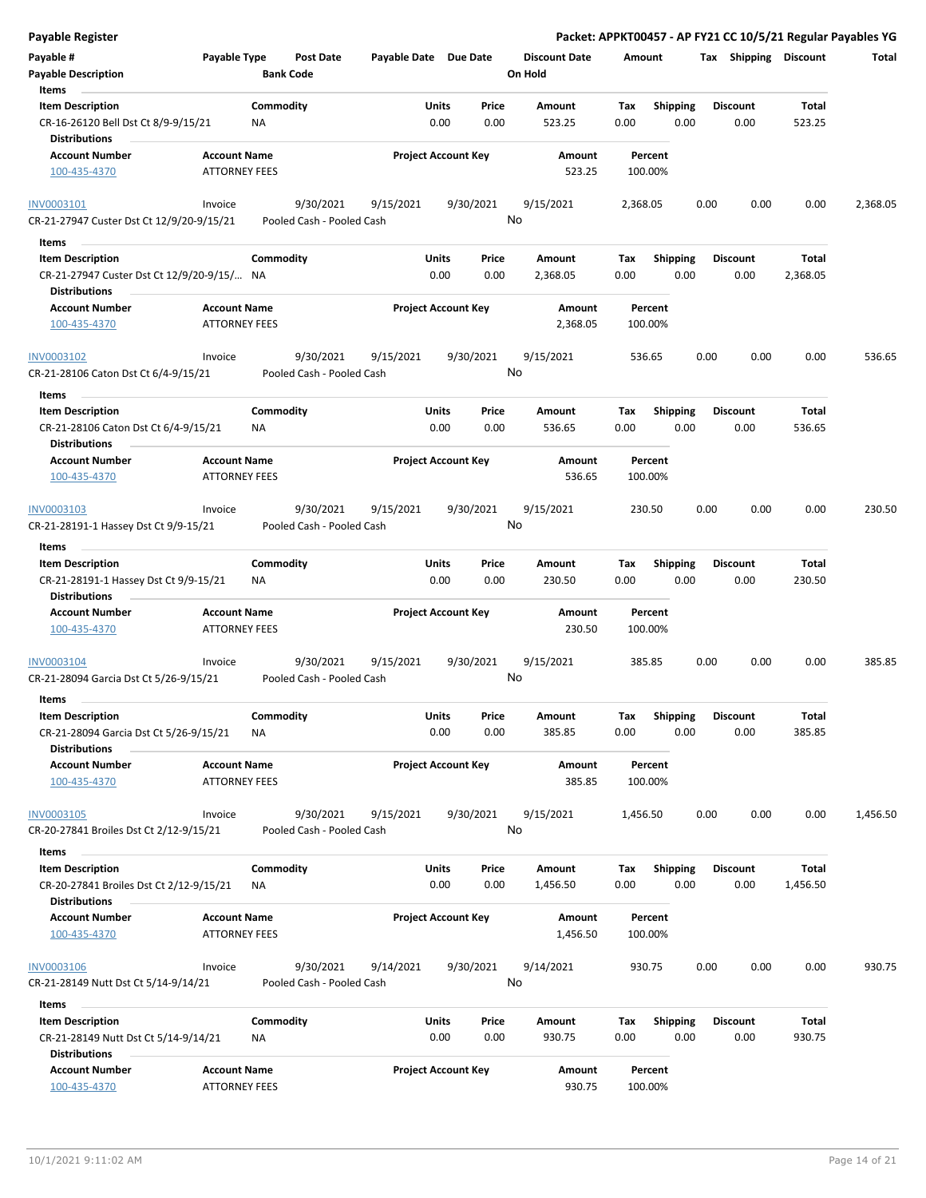**Payable Register** — **Packet: APPKT00457 - AP FY21 CC 10/5/21 Regular Payables YG**

| Payable # | Payable Type | Post Date | Payable Date | Due Date | Discount Date | Amount | Tax | Shipping | Discount | Total |
|---|---|---|---|---|---|---|---|---|---|---|
| Payable Description | | Bank Code | | | On Hold | | | | | |

**Items**

| Item Description | Commodity | Units | Price | Amount | Tax | Shipping | Discount | Total |
|---|---|---|---|---|---|---|---|---|
| CR-16-26120 Bell Dst Ct 8/9-9/15/21 | NA | 0.00 | 0.00 | 523.25 | 0.00 | 0.00 | 0.00 | 523.25 |

**Distributions**

| Account Number | Account Name | Project Account Key | Amount | Percent |
|---|---|---|---|---|
| 100-435-4370 | ATTORNEY FEES | | 523.25 | 100.00% |

---

| Payable # | Payable Type | Post Date | Payable Date | Due Date | Discount Date | Amount | Tax | Shipping | Discount | Total |
|---|---|---|---|---|---|---|---|---|---|---|
| INV0003101 | Invoice | 9/30/2021 | 9/15/2021 | 9/30/2021 | 9/15/2021 | 2,368.05 | 0.00 | 0.00 | 0.00 | 2,368.05 |
| CR-21-27947 Custer Dst Ct 12/9/20-9/15/21 | | Pooled Cash - Pooled Cash | | | No | | | | | |

**Items**

| Item Description | Commodity | Units | Price | Amount | Tax | Shipping | Discount | Total |
|---|---|---|---|---|---|---|---|---|
| CR-21-27947 Custer Dst Ct 12/9/20-9/15/... | NA | 0.00 | 0.00 | 2,368.05 | 0.00 | 0.00 | 0.00 | 2,368.05 |

**Distributions**

| Account Number | Account Name | Project Account Key | Amount | Percent |
|---|---|---|---|---|
| 100-435-4370 | ATTORNEY FEES | | 2,368.05 | 100.00% |

---

| Payable # | Payable Type | Post Date | Payable Date | Due Date | Discount Date | Amount | Tax | Shipping | Discount | Total |
|---|---|---|---|---|---|---|---|---|---|---|
| INV0003102 | Invoice | 9/30/2021 | 9/15/2021 | 9/30/2021 | 9/15/2021 | 536.65 | 0.00 | 0.00 | 0.00 | 536.65 |
| CR-21-28106 Caton Dst Ct 6/4-9/15/21 | | Pooled Cash - Pooled Cash | | | No | | | | | |

**Items**

| Item Description | Commodity | Units | Price | Amount | Tax | Shipping | Discount | Total |
|---|---|---|---|---|---|---|---|---|
| CR-21-28106 Caton Dst Ct 6/4-9/15/21 | NA | 0.00 | 0.00 | 536.65 | 0.00 | 0.00 | 0.00 | 536.65 |

**Distributions**

| Account Number | Account Name | Project Account Key | Amount | Percent |
|---|---|---|---|---|
| 100-435-4370 | ATTORNEY FEES | | 536.65 | 100.00% |

---

| Payable # | Payable Type | Post Date | Payable Date | Due Date | Discount Date | Amount | Tax | Shipping | Discount | Total |
|---|---|---|---|---|---|---|---|---|---|---|
| INV0003103 | Invoice | 9/30/2021 | 9/15/2021 | 9/30/2021 | 9/15/2021 | 230.50 | 0.00 | 0.00 | 0.00 | 230.50 |
| CR-21-28191-1 Hassey Dst Ct 9/9-15/21 | | Pooled Cash - Pooled Cash | | | No | | | | | |

**Items**

| Item Description | Commodity | Units | Price | Amount | Tax | Shipping | Discount | Total |
|---|---|---|---|---|---|---|---|---|
| CR-21-28191-1 Hassey Dst Ct 9/9-15/21 | NA | 0.00 | 0.00 | 230.50 | 0.00 | 0.00 | 0.00 | 230.50 |

**Distributions**

| Account Number | Account Name | Project Account Key | Amount | Percent |
|---|---|---|---|---|
| 100-435-4370 | ATTORNEY FEES | | 230.50 | 100.00% |

---

| Payable # | Payable Type | Post Date | Payable Date | Due Date | Discount Date | Amount | Tax | Shipping | Discount | Total |
|---|---|---|---|---|---|---|---|---|---|---|
| INV0003104 | Invoice | 9/30/2021 | 9/15/2021 | 9/30/2021 | 9/15/2021 | 385.85 | 0.00 | 0.00 | 0.00 | 385.85 |
| CR-21-28094 Garcia Dst Ct 5/26-9/15/21 | | Pooled Cash - Pooled Cash | | | No | | | | | |

**Items**

| Item Description | Commodity | Units | Price | Amount | Tax | Shipping | Discount | Total |
|---|---|---|---|---|---|---|---|---|
| CR-21-28094 Garcia Dst Ct 5/26-9/15/21 | NA | 0.00 | 0.00 | 385.85 | 0.00 | 0.00 | 0.00 | 385.85 |

**Distributions**

| Account Number | Account Name | Project Account Key | Amount | Percent |
|---|---|---|---|---|
| 100-435-4370 | ATTORNEY FEES | | 385.85 | 100.00% |

---

| Payable # | Payable Type | Post Date | Payable Date | Due Date | Discount Date | Amount | Tax | Shipping | Discount | Total |
|---|---|---|---|---|---|---|---|---|---|---|
| INV0003105 | Invoice | 9/30/2021 | 9/15/2021 | 9/30/2021 | 9/15/2021 | 1,456.50 | 0.00 | 0.00 | 0.00 | 1,456.50 |
| CR-20-27841 Broiles Dst Ct 2/12-9/15/21 | | Pooled Cash - Pooled Cash | | | No | | | | | |

**Items**

| Item Description | Commodity | Units | Price | Amount | Tax | Shipping | Discount | Total |
|---|---|---|---|---|---|---|---|---|
| CR-20-27841 Broiles Dst Ct 2/12-9/15/21 | NA | 0.00 | 0.00 | 1,456.50 | 0.00 | 0.00 | 0.00 | 1,456.50 |

**Distributions**

| Account Number | Account Name | Project Account Key | Amount | Percent |
|---|---|---|---|---|
| 100-435-4370 | ATTORNEY FEES | | 1,456.50 | 100.00% |

---

| Payable # | Payable Type | Post Date | Payable Date | Due Date | Discount Date | Amount | Tax | Shipping | Discount | Total |
|---|---|---|---|---|---|---|---|---|---|---|
| INV0003106 | Invoice | 9/30/2021 | 9/14/2021 | 9/30/2021 | 9/14/2021 | 930.75 | 0.00 | 0.00 | 0.00 | 930.75 |
| CR-21-28149 Nutt Dst Ct 5/14-9/14/21 | | Pooled Cash - Pooled Cash | | | No | | | | | |

**Items**

| Item Description | Commodity | Units | Price | Amount | Tax | Shipping | Discount | Total |
|---|---|---|---|---|---|---|---|---|
| CR-21-28149 Nutt Dst Ct 5/14-9/14/21 | NA | 0.00 | 0.00 | 930.75 | 0.00 | 0.00 | 0.00 | 930.75 |

**Distributions**

| Account Number | Account Name | Project Account Key | Amount | Percent |
|---|---|---|---|---|
| 100-435-4370 | ATTORNEY FEES | | 930.75 | 100.00% |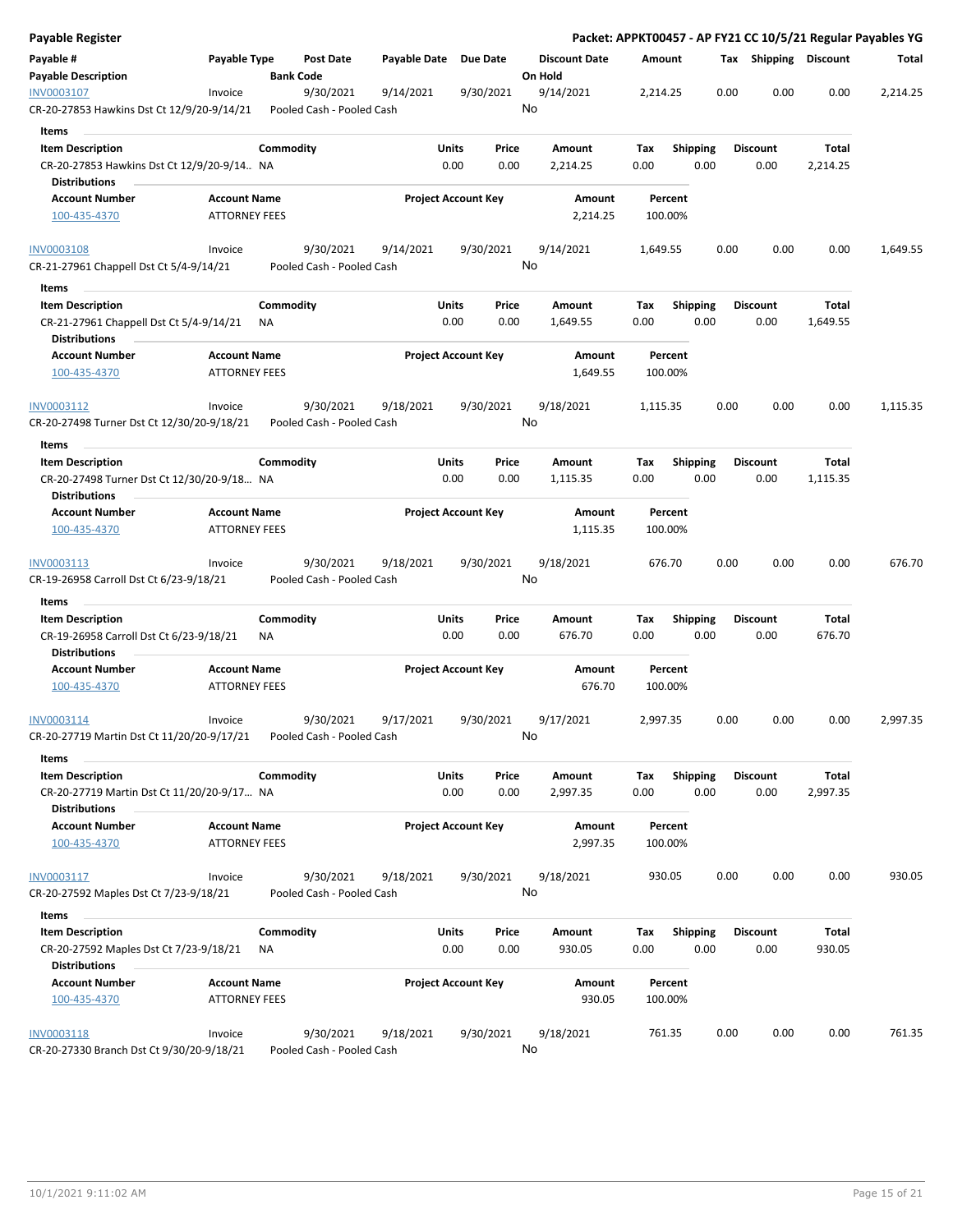**Payable Register** — **Packet: APPKT00457 - AP FY21 CC 10/5/21 Regular Payables YG**

| Payable # | Payable Type | Post Date | Payable Date | Due Date | Discount Date | Amount | Tax | Shipping | Discount | Total |
|---|---|---|---|---|---|---|---|---|---|---|
| **Payable Description** | | **Bank Code** | | | **On Hold** | | | | | |

INV0003107 | Invoice | 9/30/2021 | 9/14/2021 | 9/30/2021 | 9/14/2021 | 2,214.25 | 0.00 | 0.00 | 0.00 | 2,214.25

CR-20-27853 Hawkins Dst Ct 12/9/20-9/14/21 | Pooled Cash - Pooled Cash | On Hold: No

**Items**

| Item Description | Commodity | Units | Price | Amount | Tax | Shipping | Discount | Total |
|---|---|---|---|---|---|---|---|---|
| CR-20-27853 Hawkins Dst Ct 12/9/20-9/14.. | NA | 0.00 | 0.00 | 2,214.25 | 0.00 | 0.00 | 0.00 | 2,214.25 |

**Distributions**

| Account Number | Account Name | Project Account Key | Amount | Percent |
|---|---|---|---|---|
| 100-435-4370 | ATTORNEY FEES | | 2,214.25 | 100.00% |

INV0003108 | Invoice | 9/30/2021 | 9/14/2021 | 9/30/2021 | 9/14/2021 | 1,649.55 | 0.00 | 0.00 | 0.00 | 1,649.55

CR-21-27961 Chappell Dst Ct 5/4-9/14/21 | Pooled Cash - Pooled Cash | On Hold: No

**Items**

| Item Description | Commodity | Units | Price | Amount | Tax | Shipping | Discount | Total |
|---|---|---|---|---|---|---|---|---|
| CR-21-27961 Chappell Dst Ct 5/4-9/14/21 | NA | 0.00 | 0.00 | 1,649.55 | 0.00 | 0.00 | 0.00 | 1,649.55 |

**Distributions**

| Account Number | Account Name | Project Account Key | Amount | Percent |
|---|---|---|---|---|
| 100-435-4370 | ATTORNEY FEES | | 1,649.55 | 100.00% |

INV0003112 | Invoice | 9/30/2021 | 9/18/2021 | 9/30/2021 | 9/18/2021 | 1,115.35 | 0.00 | 0.00 | 0.00 | 1,115.35

CR-20-27498 Turner Dst Ct 12/30/20-9/18/21 | Pooled Cash - Pooled Cash | On Hold: No

**Items**

| Item Description | Commodity | Units | Price | Amount | Tax | Shipping | Discount | Total |
|---|---|---|---|---|---|---|---|---|
| CR-20-27498 Turner Dst Ct 12/30/20-9/18... | NA | 0.00 | 0.00 | 1,115.35 | 0.00 | 0.00 | 0.00 | 1,115.35 |

**Distributions**

| Account Number | Account Name | Project Account Key | Amount | Percent |
|---|---|---|---|---|
| 100-435-4370 | ATTORNEY FEES | | 1,115.35 | 100.00% |

INV0003113 | Invoice | 9/30/2021 | 9/18/2021 | 9/30/2021 | 9/18/2021 | 676.70 | 0.00 | 0.00 | 0.00 | 676.70

CR-19-26958 Carroll Dst Ct 6/23-9/18/21 | Pooled Cash - Pooled Cash | On Hold: No

**Items**

| Item Description | Commodity | Units | Price | Amount | Tax | Shipping | Discount | Total |
|---|---|---|---|---|---|---|---|---|
| CR-19-26958 Carroll Dst Ct 6/23-9/18/21 | NA | 0.00 | 0.00 | 676.70 | 0.00 | 0.00 | 0.00 | 676.70 |

**Distributions**

| Account Number | Account Name | Project Account Key | Amount | Percent |
|---|---|---|---|---|
| 100-435-4370 | ATTORNEY FEES | | 676.70 | 100.00% |

INV0003114 | Invoice | 9/30/2021 | 9/17/2021 | 9/30/2021 | 9/17/2021 | 2,997.35 | 0.00 | 0.00 | 0.00 | 2,997.35

CR-20-27719 Martin Dst Ct 11/20/20-9/17/21 | Pooled Cash - Pooled Cash | On Hold: No

**Items**

| Item Description | Commodity | Units | Price | Amount | Tax | Shipping | Discount | Total |
|---|---|---|---|---|---|---|---|---|
| CR-20-27719 Martin Dst Ct 11/20/20-9/17... | NA | 0.00 | 0.00 | 2,997.35 | 0.00 | 0.00 | 0.00 | 2,997.35 |

**Distributions**

| Account Number | Account Name | Project Account Key | Amount | Percent |
|---|---|---|---|---|
| 100-435-4370 | ATTORNEY FEES | | 2,997.35 | 100.00% |

INV0003117 | Invoice | 9/30/2021 | 9/18/2021 | 9/30/2021 | 9/18/2021 | 930.05 | 0.00 | 0.00 | 0.00 | 930.05

CR-20-27592 Maples Dst Ct 7/23-9/18/21 | Pooled Cash - Pooled Cash | On Hold: No

**Items**

| Item Description | Commodity | Units | Price | Amount | Tax | Shipping | Discount | Total |
|---|---|---|---|---|---|---|---|---|
| CR-20-27592 Maples Dst Ct 7/23-9/18/21 | NA | 0.00 | 0.00 | 930.05 | 0.00 | 0.00 | 0.00 | 930.05 |

**Distributions**

| Account Number | Account Name | Project Account Key | Amount | Percent |
|---|---|---|---|---|
| 100-435-4370 | ATTORNEY FEES | | 930.05 | 100.00% |

INV0003118 | Invoice | 9/30/2021 | 9/18/2021 | 9/30/2021 | 9/18/2021 | 761.35 | 0.00 | 0.00 | 0.00 | 761.35

CR-20-27330 Branch Dst Ct 9/30/20-9/18/21 | Pooled Cash - Pooled Cash | On Hold: No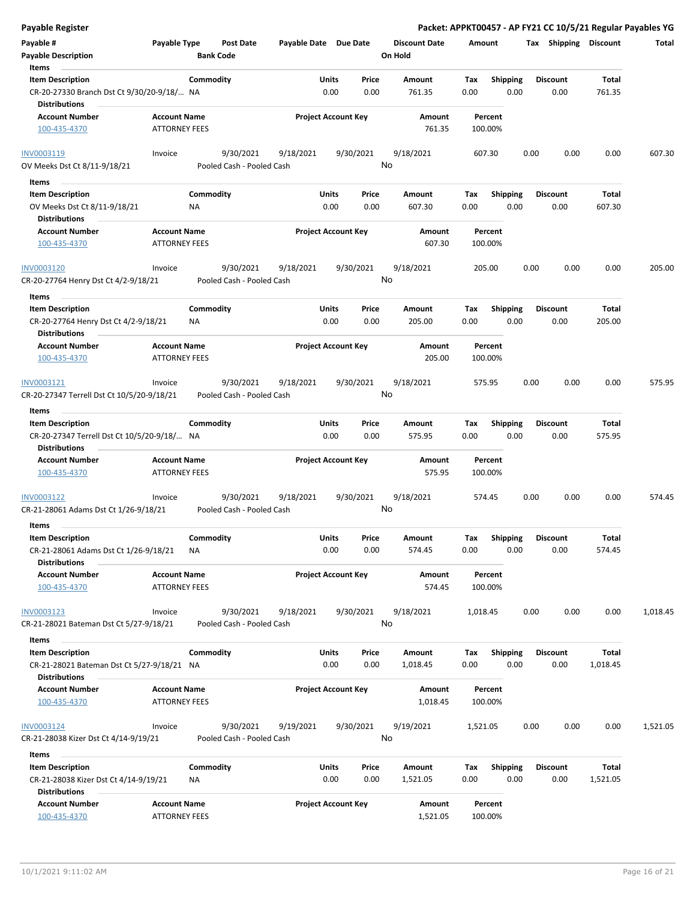**Payable Register** — **Packet: APPKT00457 - AP FY21 CC 10/5/21 Regular Payables YG**

| Payable # | Payable Type | Post Date | Payable Date | Due Date | Discount Date | Amount | Tax | Shipping | Discount | Total |
|---|---|---|---|---|---|---|---|---|---|---|
| Payable Description | | Bank Code | | | On Hold | | | | | |

**Items**

| Item Description | Commodity | Units | Price | Amount | Tax | Shipping | Discount | Total |
|---|---|---|---|---|---|---|---|---|
| CR-20-27330 Branch Dst Ct 9/30/20-9/18/… | NA | 0.00 | 0.00 | 761.35 | 0.00 | 0.00 | 0.00 | 761.35 |

**Distributions**

| Account Number | Account Name | Project Account Key | Amount | Percent |
|---|---|---|---|---|
| 100-435-4370 | ATTORNEY FEES | | 761.35 | 100.00% |

| Payable # | Payable Type | Post Date | Payable Date | Due Date | Discount Date | Amount | Tax | Shipping | Discount | Total |
|---|---|---|---|---|---|---|---|---|---|---|
| INV0003119 | Invoice | 9/30/2021 | 9/18/2021 | 9/30/2021 | 9/18/2021 | 607.30 | 0.00 | 0.00 | 0.00 | 607.30 |
| OV Meeks Dst Ct 8/11-9/18/21 | | Pooled Cash - Pooled Cash | | | No | | | | | |

**Items**

| Item Description | Commodity | Units | Price | Amount | Tax | Shipping | Discount | Total |
|---|---|---|---|---|---|---|---|---|
| OV Meeks Dst Ct 8/11-9/18/21 | NA | 0.00 | 0.00 | 607.30 | 0.00 | 0.00 | 0.00 | 607.30 |

**Distributions**

| Account Number | Account Name | Project Account Key | Amount | Percent |
|---|---|---|---|---|
| 100-435-4370 | ATTORNEY FEES | | 607.30 | 100.00% |

| Payable # | Payable Type | Post Date | Payable Date | Due Date | Discount Date | Amount | Tax | Shipping | Discount | Total |
|---|---|---|---|---|---|---|---|---|---|---|
| INV0003120 | Invoice | 9/30/2021 | 9/18/2021 | 9/30/2021 | 9/18/2021 | 205.00 | 0.00 | 0.00 | 0.00 | 205.00 |
| CR-20-27764 Henry Dst Ct 4/2-9/18/21 | | Pooled Cash - Pooled Cash | | | No | | | | | |

**Items**

| Item Description | Commodity | Units | Price | Amount | Tax | Shipping | Discount | Total |
|---|---|---|---|---|---|---|---|---|
| CR-20-27764 Henry Dst Ct 4/2-9/18/21 | NA | 0.00 | 0.00 | 205.00 | 0.00 | 0.00 | 0.00 | 205.00 |

**Distributions**

| Account Number | Account Name | Project Account Key | Amount | Percent |
|---|---|---|---|---|
| 100-435-4370 | ATTORNEY FEES | | 205.00 | 100.00% |

| Payable # | Payable Type | Post Date | Payable Date | Due Date | Discount Date | Amount | Tax | Shipping | Discount | Total |
|---|---|---|---|---|---|---|---|---|---|---|
| INV0003121 | Invoice | 9/30/2021 | 9/18/2021 | 9/30/2021 | 9/18/2021 | 575.95 | 0.00 | 0.00 | 0.00 | 575.95 |
| CR-20-27347 Terrell Dst Ct 10/5/20-9/18/21 | | Pooled Cash - Pooled Cash | | | No | | | | | |

**Items**

| Item Description | Commodity | Units | Price | Amount | Tax | Shipping | Discount | Total |
|---|---|---|---|---|---|---|---|---|
| CR-20-27347 Terrell Dst Ct 10/5/20-9/18/… | NA | 0.00 | 0.00 | 575.95 | 0.00 | 0.00 | 0.00 | 575.95 |

**Distributions**

| Account Number | Account Name | Project Account Key | Amount | Percent |
|---|---|---|---|---|
| 100-435-4370 | ATTORNEY FEES | | 575.95 | 100.00% |

| Payable # | Payable Type | Post Date | Payable Date | Due Date | Discount Date | Amount | Tax | Shipping | Discount | Total |
|---|---|---|---|---|---|---|---|---|---|---|
| INV0003122 | Invoice | 9/30/2021 | 9/18/2021 | 9/30/2021 | 9/18/2021 | 574.45 | 0.00 | 0.00 | 0.00 | 574.45 |
| CR-21-28061 Adams Dst Ct 1/26-9/18/21 | | Pooled Cash - Pooled Cash | | | No | | | | | |

**Items**

| Item Description | Commodity | Units | Price | Amount | Tax | Shipping | Discount | Total |
|---|---|---|---|---|---|---|---|---|
| CR-21-28061 Adams Dst Ct 1/26-9/18/21 | NA | 0.00 | 0.00 | 574.45 | 0.00 | 0.00 | 0.00 | 574.45 |

**Distributions**

| Account Number | Account Name | Project Account Key | Amount | Percent |
|---|---|---|---|---|
| 100-435-4370 | ATTORNEY FEES | | 574.45 | 100.00% |

| Payable # | Payable Type | Post Date | Payable Date | Due Date | Discount Date | Amount | Tax | Shipping | Discount | Total |
|---|---|---|---|---|---|---|---|---|---|---|
| INV0003123 | Invoice | 9/30/2021 | 9/18/2021 | 9/30/2021 | 9/18/2021 | 1,018.45 | 0.00 | 0.00 | 0.00 | 1,018.45 |
| CR-21-28021 Bateman Dst Ct 5/27-9/18/21 | | Pooled Cash - Pooled Cash | | | No | | | | | |

**Items**

| Item Description | Commodity | Units | Price | Amount | Tax | Shipping | Discount | Total |
|---|---|---|---|---|---|---|---|---|
| CR-21-28021 Bateman Dst Ct 5/27-9/18/21 | NA | 0.00 | 0.00 | 1,018.45 | 0.00 | 0.00 | 0.00 | 1,018.45 |

**Distributions**

| Account Number | Account Name | Project Account Key | Amount | Percent |
|---|---|---|---|---|
| 100-435-4370 | ATTORNEY FEES | | 1,018.45 | 100.00% |

| Payable # | Payable Type | Post Date | Payable Date | Due Date | Discount Date | Amount | Tax | Shipping | Discount | Total |
|---|---|---|---|---|---|---|---|---|---|---|
| INV0003124 | Invoice | 9/30/2021 | 9/19/2021 | 9/30/2021 | 9/19/2021 | 1,521.05 | 0.00 | 0.00 | 0.00 | 1,521.05 |
| CR-21-28038 Kizer Dst Ct 4/14-9/19/21 | | Pooled Cash - Pooled Cash | | | No | | | | | |

**Items**

| Item Description | Commodity | Units | Price | Amount | Tax | Shipping | Discount | Total |
|---|---|---|---|---|---|---|---|---|
| CR-21-28038 Kizer Dst Ct 4/14-9/19/21 | NA | 0.00 | 0.00 | 1,521.05 | 0.00 | 0.00 | 0.00 | 1,521.05 |

**Distributions**

| Account Number | Account Name | Project Account Key | Amount | Percent |
|---|---|---|---|---|
| 100-435-4370 | ATTORNEY FEES | | 1,521.05 | 100.00% |

10/1/2021 9:11:02 AM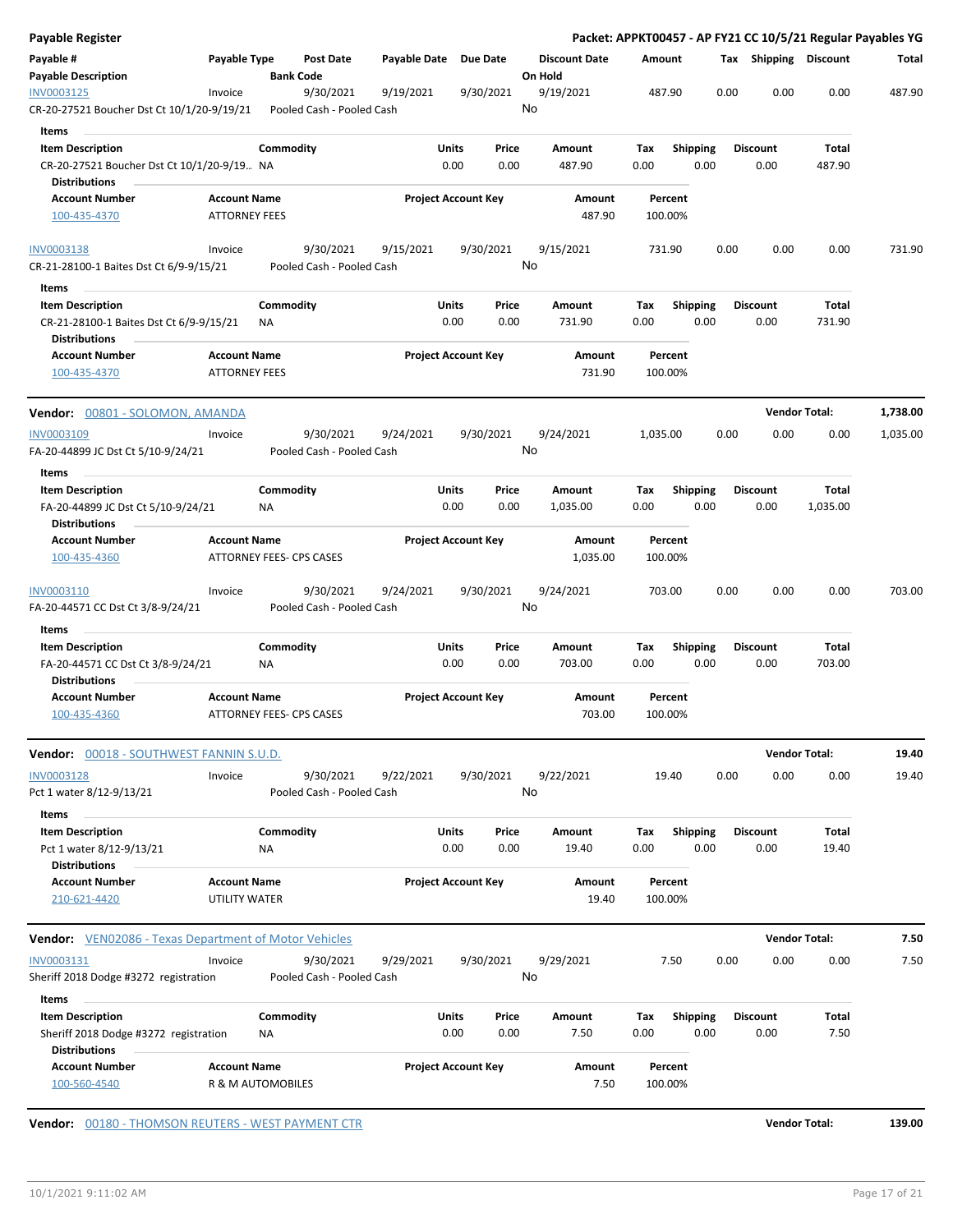## Payable Register

**Packet: APPKT00457 - AP FY21 CC 10/5/21 Regular Payables YG**

| Payable # | Payable Type | Post Date | Payable Date | Due Date | Discount Date | Amount | Tax | Shipping | Discount | Total |
|---|---|---|---|---|---|---|---|---|---|---|
| **Payable Description** | | **Bank Code** | | | **On Hold** | | | | | |

INV0003125 | Invoice | 9/30/2021 | 9/19/2021 | 9/30/2021 | 9/19/2021 | 487.90 | 0.00 | 0.00 | 0.00 | 487.90

CR-20-27521 Boucher Dst Ct 10/1/20-9/19/21 | Pooled Cash - Pooled Cash | On Hold: No

**Items**

| Item Description | Commodity | Units | Price | Amount | Tax | Shipping | Discount | Total |
|---|---|---|---|---|---|---|---|---|
| CR-20-27521 Boucher Dst Ct 10/1/20-9/19... | NA | 0.00 | 0.00 | 487.90 | 0.00 | 0.00 | 0.00 | 487.90 |

**Distributions**

| Account Number | Account Name | Project Account Key | Amount | Percent |
|---|---|---|---|---|
| 100-435-4370 | ATTORNEY FEES | | 487.90 | 100.00% |

INV0003138 | Invoice | 9/30/2021 | 9/15/2021 | 9/30/2021 | 9/15/2021 | 731.90 | 0.00 | 0.00 | 0.00 | 731.90

CR-21-28100-1 Baites Dst Ct 6/9-9/15/21 | Pooled Cash - Pooled Cash | On Hold: No

**Items**

| Item Description | Commodity | Units | Price | Amount | Tax | Shipping | Discount | Total |
|---|---|---|---|---|---|---|---|---|
| CR-21-28100-1 Baites Dst Ct 6/9-9/15/21 | NA | 0.00 | 0.00 | 731.90 | 0.00 | 0.00 | 0.00 | 731.90 |

**Distributions**

| Account Number | Account Name | Project Account Key | Amount | Percent |
|---|---|---|---|---|
| 100-435-4370 | ATTORNEY FEES | | 731.90 | 100.00% |

---

**Vendor:** 00801 - SOLOMON, AMANDA — **Vendor Total: 1,738.00**

INV0003109 | Invoice | 9/30/2021 | 9/24/2021 | 9/30/2021 | 9/24/2021 | 1,035.00 | 0.00 | 0.00 | 0.00 | 1,035.00

FA-20-44899 JC Dst Ct 5/10-9/24/21 | Pooled Cash - Pooled Cash | On Hold: No

**Items**

| Item Description | Commodity | Units | Price | Amount | Tax | Shipping | Discount | Total |
|---|---|---|---|---|---|---|---|---|
| FA-20-44899 JC Dst Ct 5/10-9/24/21 | NA | 0.00 | 0.00 | 1,035.00 | 0.00 | 0.00 | 0.00 | 1,035.00 |

**Distributions**

| Account Number | Account Name | Project Account Key | Amount | Percent |
|---|---|---|---|---|
| 100-435-4360 | ATTORNEY FEES- CPS CASES | | 1,035.00 | 100.00% |

INV0003110 | Invoice | 9/30/2021 | 9/24/2021 | 9/30/2021 | 9/24/2021 | 703.00 | 0.00 | 0.00 | 0.00 | 703.00

FA-20-44571 CC Dst Ct 3/8-9/24/21 | Pooled Cash - Pooled Cash | On Hold: No

**Items**

| Item Description | Commodity | Units | Price | Amount | Tax | Shipping | Discount | Total |
|---|---|---|---|---|---|---|---|---|
| FA-20-44571 CC Dst Ct 3/8-9/24/21 | NA | 0.00 | 0.00 | 703.00 | 0.00 | 0.00 | 0.00 | 703.00 |

**Distributions**

| Account Number | Account Name | Project Account Key | Amount | Percent |
|---|---|---|---|---|
| 100-435-4360 | ATTORNEY FEES- CPS CASES | | 703.00 | 100.00% |

---

**Vendor:** 00018 - SOUTHWEST FANNIN S.U.D. — **Vendor Total: 19.40**

INV0003128 | Invoice | 9/30/2021 | 9/22/2021 | 9/30/2021 | 9/22/2021 | 19.40 | 0.00 | 0.00 | 0.00 | 19.40

Pct 1 water 8/12-9/13/21 | Pooled Cash - Pooled Cash | On Hold: No

**Items**

| Item Description | Commodity | Units | Price | Amount | Tax | Shipping | Discount | Total |
|---|---|---|---|---|---|---|---|---|
| Pct 1 water 8/12-9/13/21 | NA | 0.00 | 0.00 | 19.40 | 0.00 | 0.00 | 0.00 | 19.40 |

**Distributions**

| Account Number | Account Name | Project Account Key | Amount | Percent |
|---|---|---|---|---|
| 210-621-4420 | UTILITY WATER | | 19.40 | 100.00% |

---

**Vendor:** VEN02086 - Texas Department of Motor Vehicles — **Vendor Total: 7.50**

INV0003131 | Invoice | 9/30/2021 | 9/29/2021 | 9/30/2021 | 9/29/2021 | 7.50 | 0.00 | 0.00 | 0.00 | 7.50

Sheriff 2018 Dodge #3272 registration | Pooled Cash - Pooled Cash | On Hold: No

**Items**

| Item Description | Commodity | Units | Price | Amount | Tax | Shipping | Discount | Total |
|---|---|---|---|---|---|---|---|---|
| Sheriff 2018 Dodge #3272 registration | NA | 0.00 | 0.00 | 7.50 | 0.00 | 0.00 | 0.00 | 7.50 |

**Distributions**

| Account Number | Account Name | Project Account Key | Amount | Percent |
|---|---|---|---|---|
| 100-560-4540 | R & M AUTOMOBILES | | 7.50 | 100.00% |

---

**Vendor:** 00180 - THOMSON REUTERS - WEST PAYMENT CTR — **Vendor Total: 139.00**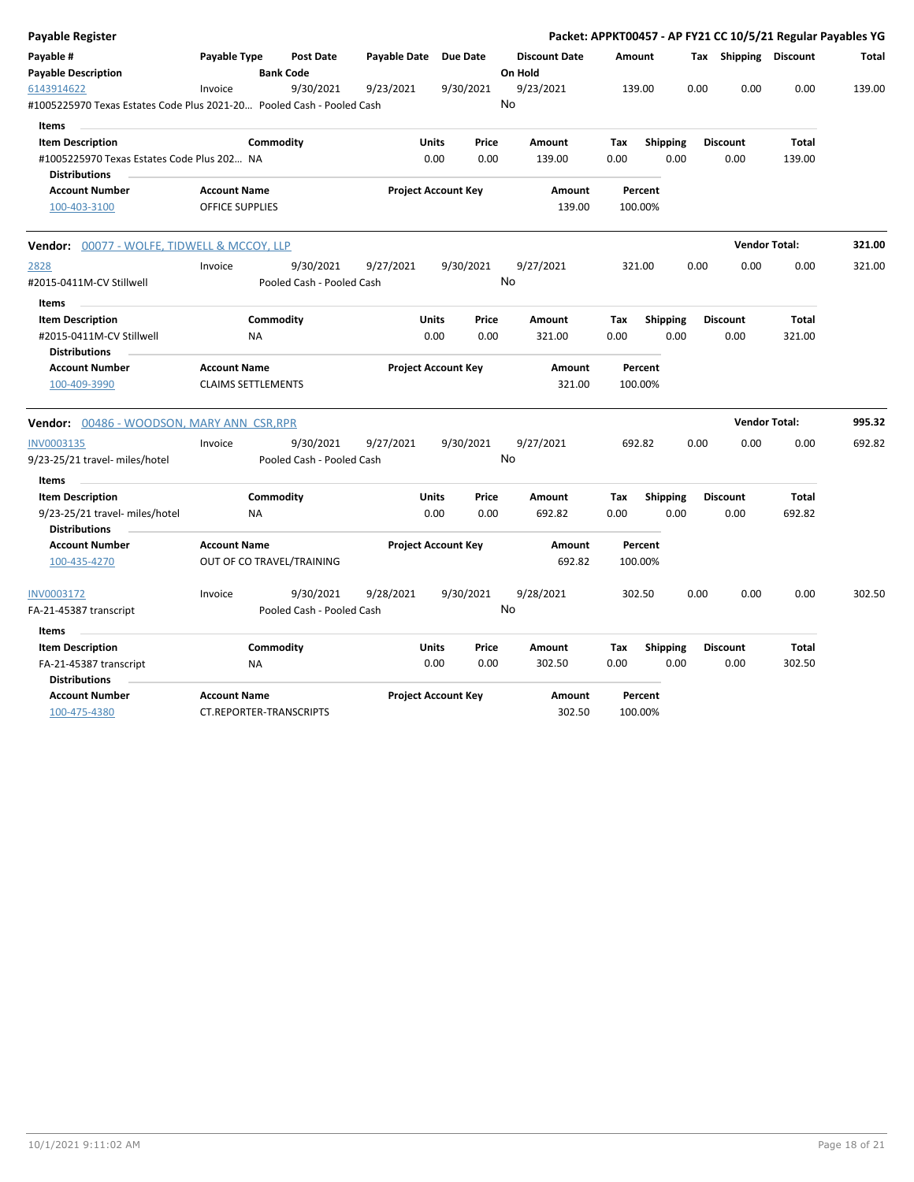**Payable Register**

**Packet: APPKT00457 - AP FY21 CC 10/5/21 Regular Payables YG**

| Payable # | Payable Type | Post Date | Payable Date | Due Date | Discount Date | Amount | Tax | Shipping | Discount | Total |
|---|---|---|---|---|---|---|---|---|---|---|
| **Payable Description** | | **Bank Code** | | | **On Hold** | | | | | |
| 6143914622 | Invoice | 9/30/2021 | 9/23/2021 | 9/30/2021 | 9/23/2021 | 139.00 | 0.00 | 0.00 | 0.00 | 139.00 |
| #1005225970 Texas Estates Code Plus 2021-20... | | Pooled Cash - Pooled Cash | | | No | | | | | |

**Items**

| Item Description | Commodity | Units | Price | Amount | Tax | Shipping | Discount | Total |
|---|---|---|---|---|---|---|---|---|
| #1005225970 Texas Estates Code Plus 202... | NA | 0.00 | 0.00 | 139.00 | 0.00 | 0.00 | 0.00 | 139.00 |

**Distributions**

| Account Number | Account Name | Project Account Key | Amount | Percent |
|---|---|---|---|---|
| 100-403-3100 | OFFICE SUPPLIES | | 139.00 | 100.00% |

**Vendor:** 00077 - WOLFE, TIDWELL & MCCOY, LLP — **Vendor Total:** **321.00**

| Payable # | Payable Type | Post Date | Payable Date | Due Date | Discount Date | Amount | Tax | Shipping | Discount | Total |
|---|---|---|---|---|---|---|---|---|---|---|
| 2828 | Invoice | 9/30/2021 | 9/27/2021 | 9/30/2021 | 9/27/2021 | 321.00 | 0.00 | 0.00 | 0.00 | 321.00 |
| #2015-0411M-CV Stillwell | | Pooled Cash - Pooled Cash | | | No | | | | | |

**Items**

| Item Description | Commodity | Units | Price | Amount | Tax | Shipping | Discount | Total |
|---|---|---|---|---|---|---|---|---|
| #2015-0411M-CV Stillwell | NA | 0.00 | 0.00 | 321.00 | 0.00 | 0.00 | 0.00 | 321.00 |

**Distributions**

| Account Number | Account Name | Project Account Key | Amount | Percent |
|---|---|---|---|---|
| 100-409-3990 | CLAIMS SETTLEMENTS | | 321.00 | 100.00% |

**Vendor:** 00486 - WOODSON, MARY ANN CSR,RPR — **Vendor Total:** **995.32**

| Payable # | Payable Type | Post Date | Payable Date | Due Date | Discount Date | Amount | Tax | Shipping | Discount | Total |
|---|---|---|---|---|---|---|---|---|---|---|
| INV0003135 | Invoice | 9/30/2021 | 9/27/2021 | 9/30/2021 | 9/27/2021 | 692.82 | 0.00 | 0.00 | 0.00 | 692.82 |
| 9/23-25/21 travel- miles/hotel | | Pooled Cash - Pooled Cash | | | No | | | | | |

**Items**

| Item Description | Commodity | Units | Price | Amount | Tax | Shipping | Discount | Total |
|---|---|---|---|---|---|---|---|---|
| 9/23-25/21 travel- miles/hotel | NA | 0.00 | 0.00 | 692.82 | 0.00 | 0.00 | 0.00 | 692.82 |

**Distributions**

| Account Number | Account Name | Project Account Key | Amount | Percent |
|---|---|---|---|---|
| 100-435-4270 | OUT OF CO TRAVEL/TRAINING | | 692.82 | 100.00% |

| Payable # | Payable Type | Post Date | Payable Date | Due Date | Discount Date | Amount | Tax | Shipping | Discount | Total |
|---|---|---|---|---|---|---|---|---|---|---|
| INV0003172 | Invoice | 9/30/2021 | 9/28/2021 | 9/30/2021 | 9/28/2021 | 302.50 | 0.00 | 0.00 | 0.00 | 302.50 |
| FA-21-45387 transcript | | Pooled Cash - Pooled Cash | | | No | | | | | |

**Items**

| Item Description | Commodity | Units | Price | Amount | Tax | Shipping | Discount | Total |
|---|---|---|---|---|---|---|---|---|
| FA-21-45387 transcript | NA | 0.00 | 0.00 | 302.50 | 0.00 | 0.00 | 0.00 | 302.50 |

**Distributions**

| Account Number | Account Name | Project Account Key | Amount | Percent |
|---|---|---|---|---|
| 100-475-4380 | CT.REPORTER-TRANSCRIPTS | | 302.50 | 100.00% |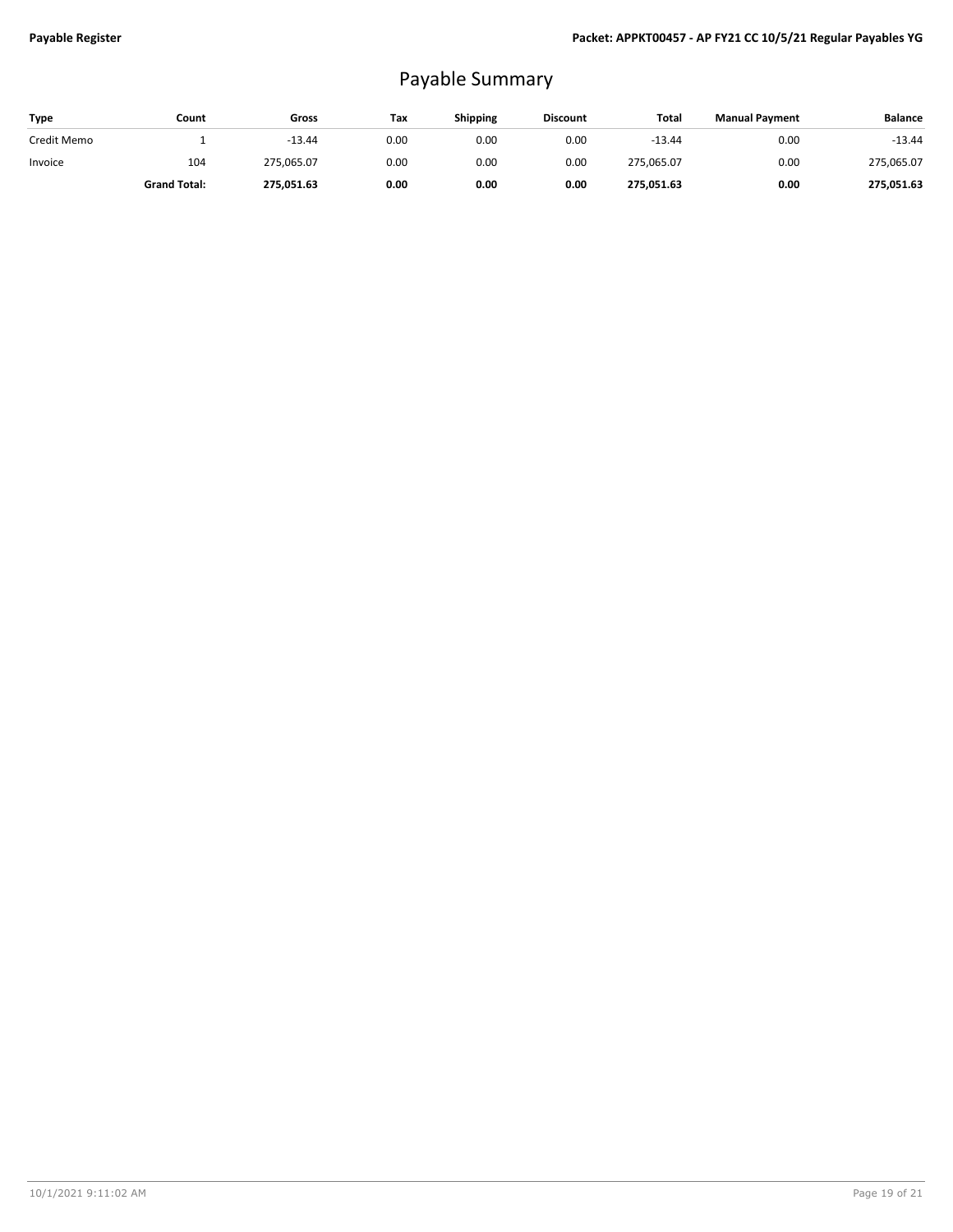# Payable Summary

| Type | Count | Gross | Tax | Shipping | Discount | Total | Manual Payment | Balance |
|---|---|---|---|---|---|---|---|---|
| Credit Memo | 1 | -13.44 | 0.00 | 0.00 | 0.00 | -13.44 | 0.00 | -13.44 |
| Invoice | 104 | 275,065.07 | 0.00 | 0.00 | 0.00 | 275,065.07 | 0.00 | 275,065.07 |
| | **Grand Total:** | **275,051.63** | **0.00** | **0.00** | **0.00** | **275,051.63** | **0.00** | **275,051.63** |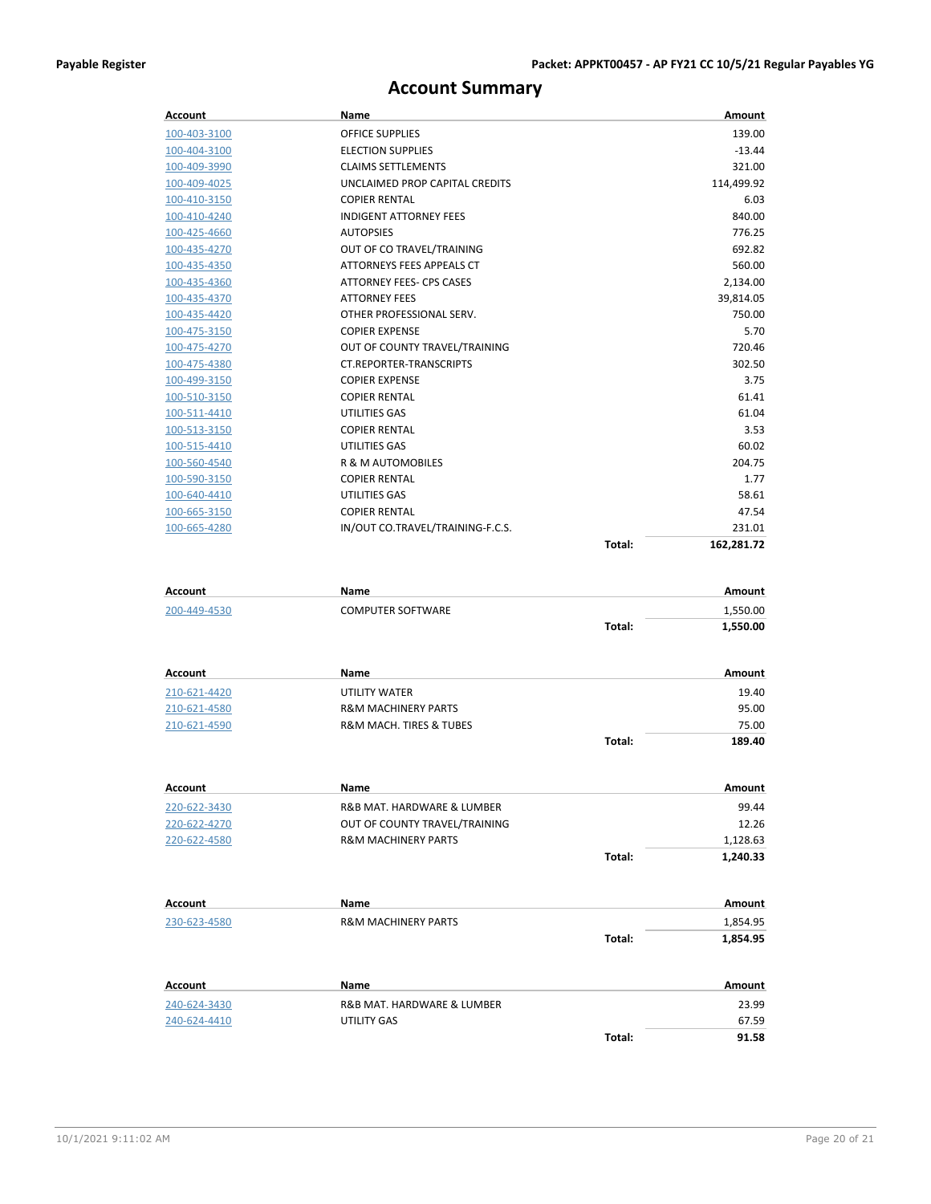# Account Summary

| Account | Name | | Amount |
|---|---|---|---|
| 100-403-3100 | OFFICE SUPPLIES | | 139.00 |
| 100-404-3100 | ELECTION SUPPLIES | | -13.44 |
| 100-409-3990 | CLAIMS SETTLEMENTS | | 321.00 |
| 100-409-4025 | UNCLAIMED PROP CAPITAL CREDITS | | 114,499.92 |
| 100-410-3150 | COPIER RENTAL | | 6.03 |
| 100-410-4240 | INDIGENT ATTORNEY FEES | | 840.00 |
| 100-425-4660 | AUTOPSIES | | 776.25 |
| 100-435-4270 | OUT OF CO TRAVEL/TRAINING | | 692.82 |
| 100-435-4350 | ATTORNEYS FEES APPEALS CT | | 560.00 |
| 100-435-4360 | ATTORNEY FEES- CPS CASES | | 2,134.00 |
| 100-435-4370 | ATTORNEY FEES | | 39,814.05 |
| 100-435-4420 | OTHER PROFESSIONAL SERV. | | 750.00 |
| 100-475-3150 | COPIER EXPENSE | | 5.70 |
| 100-475-4270 | OUT OF COUNTY TRAVEL/TRAINING | | 720.46 |
| 100-475-4380 | CT.REPORTER-TRANSCRIPTS | | 302.50 |
| 100-499-3150 | COPIER EXPENSE | | 3.75 |
| 100-510-3150 | COPIER RENTAL | | 61.41 |
| 100-511-4410 | UTILITIES GAS | | 61.04 |
| 100-513-3150 | COPIER RENTAL | | 3.53 |
| 100-515-4410 | UTILITIES GAS | | 60.02 |
| 100-560-4540 | R & M AUTOMOBILES | | 204.75 |
| 100-590-3150 | COPIER RENTAL | | 1.77 |
| 100-640-4410 | UTILITIES GAS | | 58.61 |
| 100-665-3150 | COPIER RENTAL | | 47.54 |
| 100-665-4280 | IN/OUT CO.TRAVEL/TRAINING-F.C.S. | | 231.01 |
| | | **Total:** | **162,281.72** |

| Account | Name | | Amount |
|---|---|---|---|
| 200-449-4530 | COMPUTER SOFTWARE | | 1,550.00 |
| | | **Total:** | **1,550.00** |

| Account | Name | | Amount |
|---|---|---|---|
| 210-621-4420 | UTILITY WATER | | 19.40 |
| 210-621-4580 | R&M MACHINERY PARTS | | 95.00 |
| 210-621-4590 | R&M MACH. TIRES & TUBES | | 75.00 |
| | | **Total:** | **189.40** |

| Account | Name | | Amount |
|---|---|---|---|
| 220-622-3430 | R&B MAT. HARDWARE & LUMBER | | 99.44 |
| 220-622-4270 | OUT OF COUNTY TRAVEL/TRAINING | | 12.26 |
| 220-622-4580 | R&M MACHINERY PARTS | | 1,128.63 |
| | | **Total:** | **1,240.33** |

| Account | Name | | Amount |
|---|---|---|---|
| 230-623-4580 | R&M MACHINERY PARTS | | 1,854.95 |
| | | **Total:** | **1,854.95** |

| Account | Name | | Amount |
|---|---|---|---|
| 240-624-3430 | R&B MAT. HARDWARE & LUMBER | | 23.99 |
| 240-624-4410 | UTILITY GAS | | 67.59 |
| | | **Total:** | **91.58** |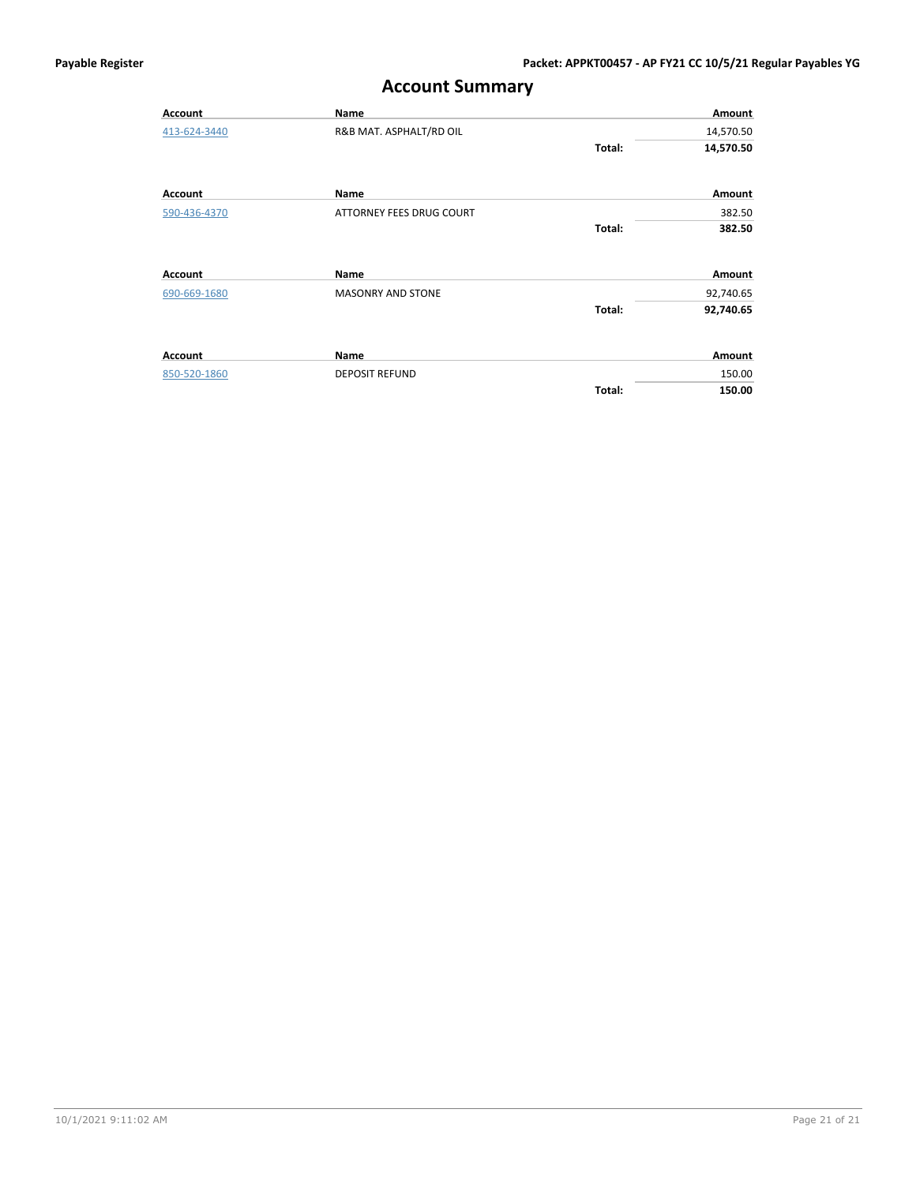# Account Summary

| Account | Name | | Amount |
|---|---|---|---|
| 413-624-3440 | R&B MAT. ASPHALT/RD OIL | | 14,570.50 |
| | | **Total:** | **14,570.50** |

| Account | Name | | Amount |
|---|---|---|---|
| 590-436-4370 | ATTORNEY FEES DRUG COURT | | 382.50 |
| | | **Total:** | **382.50** |

| Account | Name | | Amount |
|---|---|---|---|
| 690-669-1680 | MASONRY AND STONE | | 92,740.65 |
| | | **Total:** | **92,740.65** |

| Account | Name | | Amount |
|---|---|---|---|
| 850-520-1860 | DEPOSIT REFUND | | 150.00 |
| | | **Total:** | **150.00** |